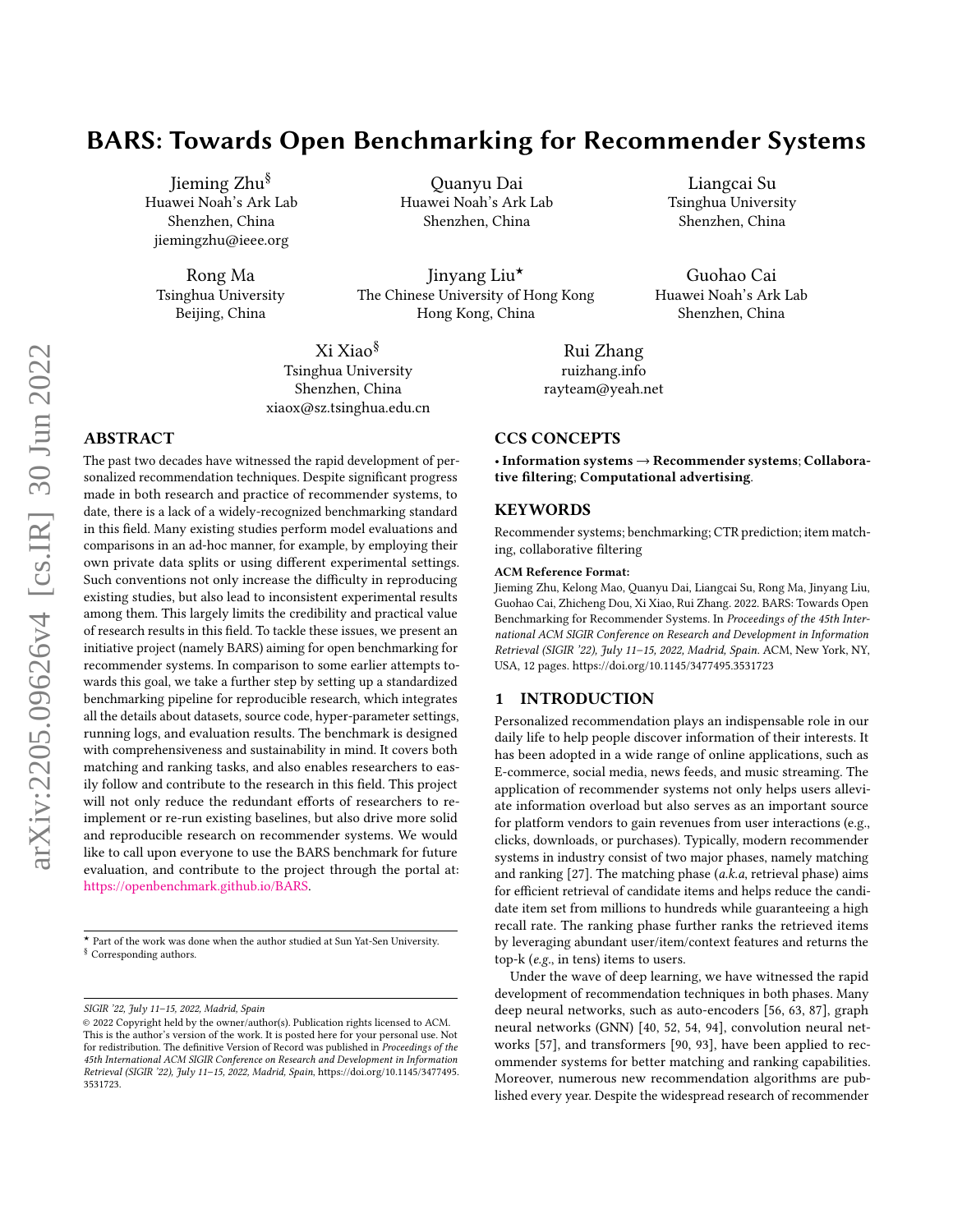# BARS: Towards Open Benchmarking for Recommender Systems

Jieming Zhu[§]
Huawei Noah's Ark Lab
Shenzhen, China
jiemingzhu@ieee.org

Quanyu Dai
Huawei Noah's Ark Lab
Shenzhen, China

Liangcai Su
Tsinghua University
Shenzhen, China

Rong Ma
Tsinghua University
Beijing, China

Jinyang Liu[⋆]
The Chinese University of Hong Kong
Hong Kong, China

Guohao Cai
Huawei Noah's Ark Lab
Shenzhen, China

Xi Xiao[§]
Tsinghua University
Shenzhen, China
xiaox@sz.tsinghua.edu.cn

Rui Zhang
ruizhang.info
rayteam@yeah.net

## ABSTRACT

The past two decades have witnessed the rapid development of personalized recommendation techniques. Despite significant progress made in both research and practice of recommender systems, to date, there is a lack of a widely-recognized benchmarking standard in this field. Many existing studies perform model evaluations and comparisons in an ad-hoc manner, for example, by employing their own private data splits or using different experimental settings. Such conventions not only increase the difficulty in reproducing existing studies, but also lead to inconsistent experimental results among them. This largely limits the credibility and practical value of research results in this field. To tackle these issues, we present an initiative project (namely BARS) aiming for open benchmarking for recommender systems. In comparison to some earlier attempts towards this goal, we take a further step by setting up a standardized benchmarking pipeline for reproducible research, which integrates all the details about datasets, source code, hyper-parameter settings, running logs, and evaluation results. The benchmark is designed with comprehensiveness and sustainability in mind. It covers both matching and ranking tasks, and also enables researchers to easily follow and contribute to the research in this field. This project will not only reduce the redundant efforts of researchers to re-implement or re-run existing baselines, but also drive more solid and reproducible research on recommender systems. We would like to call upon everyone to use the BARS benchmark for future evaluation, and contribute to the project through the portal at: https://openbenchmark.github.io/BARS.

[⋆] Part of the work was done when the author studied at Sun Yat-Sen University.
[§] Corresponding authors.

SIGIR '22, July 11–15, 2022, Madrid, Spain
© 2022 Copyright held by the owner/author(s). Publication rights licensed to ACM. This is the author's version of the work. It is posted here for your personal use. Not for redistribution. The definitive Version of Record was published in *Proceedings of the 45th International ACM SIGIR Conference on Research and Development in Information Retrieval (SIGIR '22), July 11–15, 2022, Madrid, Spain*, https://doi.org/10.1145/3477495.3531723.

## CCS CONCEPTS

• **Information systems → Recommender systems**; **Collaborative filtering**; **Computational advertising**.

## KEYWORDS

Recommender systems; benchmarking; CTR prediction; item matching, collaborative filtering

**ACM Reference Format:**
Jieming Zhu, Kelong Mao, Quanyu Dai, Liangcai Su, Rong Ma, Jinyang Liu, Guohao Cai, Zhicheng Dou, Xi Xiao, Rui Zhang. 2022. BARS: Towards Open Benchmarking for Recommender Systems. In *Proceedings of the 45th International ACM SIGIR Conference on Research and Development in Information Retrieval (SIGIR '22), July 11–15, 2022, Madrid, Spain.* ACM, New York, NY, USA, 12 pages. https://doi.org/10.1145/3477495.3531723

## 1 INTRODUCTION

Personalized recommendation plays an indispensable role in our daily life to help people discover information of their interests. It has been adopted in a wide range of online applications, such as E-commerce, social media, news feeds, and music streaming. The application of recommender systems not only helps users alleviate information overload but also serves as an important source for platform vendors to gain revenues from user interactions (e.g., clicks, downloads, or purchases). Typically, modern recommender systems in industry consist of two major phases, namely matching and ranking [27]. The matching phase (*a.k.a*, retrieval phase) aims for efficient retrieval of candidate items and helps reduce the candidate item set from millions to hundreds while guaranteeing a high recall rate. The ranking phase further ranks the retrieved items by leveraging abundant user/item/context features and returns the top-k (*e.g.*, in tens) items to users.

Under the wave of deep learning, we have witnessed the rapid development of recommendation techniques in both phases. Many deep neural networks, such as auto-encoders [56, 63, 87], graph neural networks (GNN) [40, 52, 54, 94], convolution neural networks [57], and transformers [90, 93], have been applied to recommender systems for better matching and ranking capabilities. Moreover, numerous new recommendation algorithms are published every year. Despite the widespread research of recommender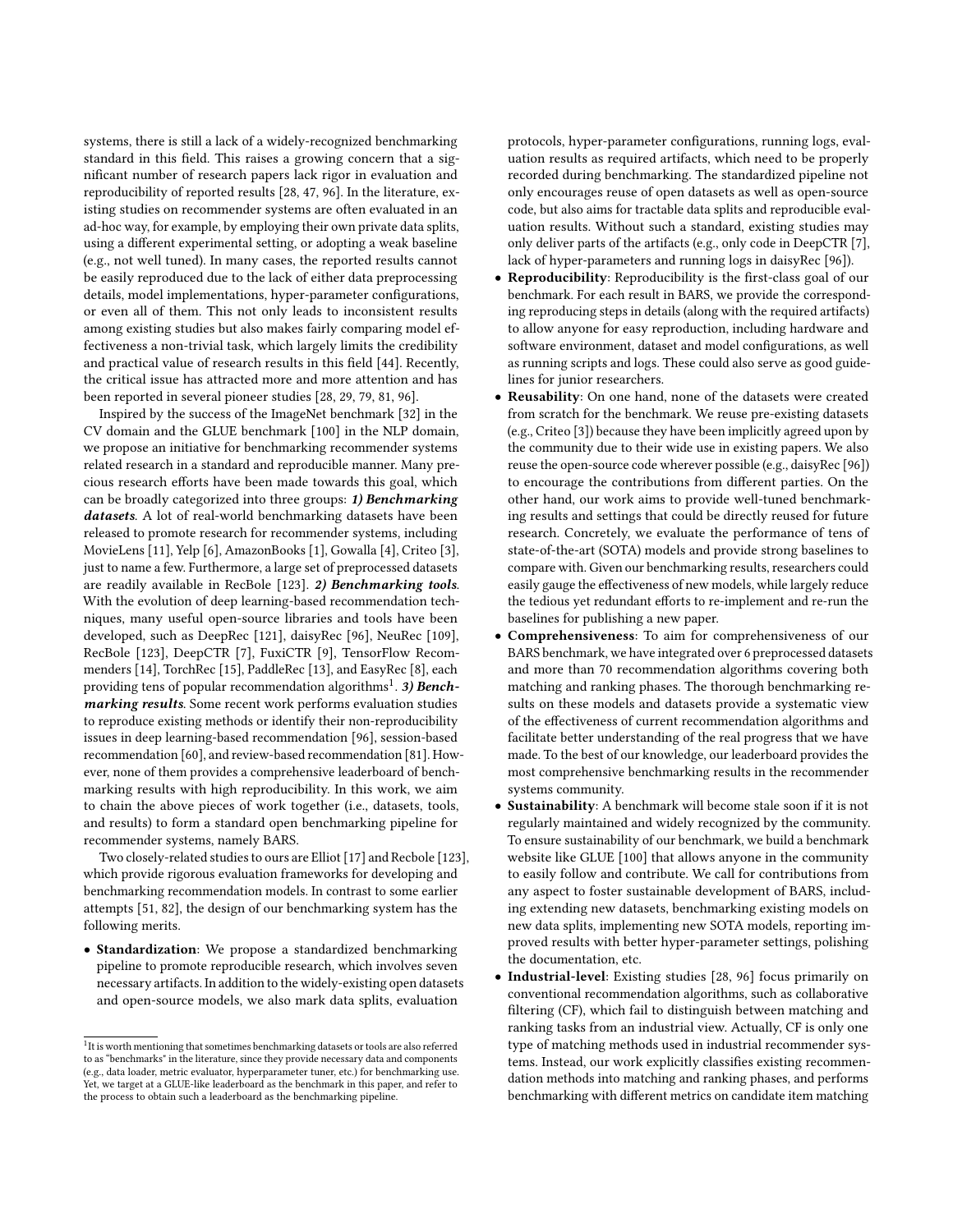systems, there is still a lack of a widely-recognized benchmarking standard in this field. This raises a growing concern that a significant number of research papers lack rigor in evaluation and reproducibility of reported results [28, 47, 96]. In the literature, existing studies on recommender systems are often evaluated in an ad-hoc way, for example, by employing their own private data splits, using a different experimental setting, or adopting a weak baseline (e.g., not well tuned). In many cases, the reported results cannot be easily reproduced due to the lack of either data preprocessing details, model implementations, hyper-parameter configurations, or even all of them. This not only leads to inconsistent results among existing studies but also makes fairly comparing model effectiveness a non-trivial task, which largely limits the credibility and practical value of research results in this field [44]. Recently, the critical issue has attracted more and more attention and has been reported in several pioneer studies [28, 29, 79, 81, 96].

Inspired by the success of the ImageNet benchmark [32] in the CV domain and the GLUE benchmark [100] in the NLP domain, we propose an initiative for benchmarking recommender systems related research in a standard and reproducible manner. Many precious research efforts have been made towards this goal, which can be broadly categorized into three groups: ***1) Benchmarking datasets***. A lot of real-world benchmarking datasets have been released to promote research for recommender systems, including MovieLens [11], Yelp [6], AmazonBooks [1], Gowalla [4], Criteo [3], just to name a few. Furthermore, a large set of preprocessed datasets are readily available in RecBole [123]. ***2) Benchmarking tools***. With the evolution of deep learning-based recommendation techniques, many useful open-source libraries and tools have been developed, such as DeepRec [121], daisyRec [96], NeuRec [109], RecBole [123], DeepCTR [7], FuxiCTR [9], TensorFlow Recommenders [14], TorchRec [15], PaddleRec [13], and EasyRec [8], each providing tens of popular recommendation algorithms[1]. ***3) Benchmarking results***. Some recent work performs evaluation studies to reproduce existing methods or identify their non-reproducibility issues in deep learning-based recommendation [96], session-based recommendation [60], and review-based recommendation [81]. However, none of them provides a comprehensive leaderboard of benchmarking results with high reproducibility. In this work, we aim to chain the above pieces of work together (i.e., datasets, tools, and results) to form a standard open benchmarking pipeline for recommender systems, namely BARS.

Two closely-related studies to ours are Elliot [17] and Recbole [123], which provide rigorous evaluation frameworks for developing and benchmarking recommendation models. In contrast to some earlier attempts [51, 82], the design of our benchmarking system has the following merits.

- **Standardization**: We propose a standardized benchmarking pipeline to promote reproducible research, which involves seven necessary artifacts. In addition to the widely-existing open datasets and open-source models, we also mark data splits, evaluation protocols, hyper-parameter configurations, running logs, evaluation results as required artifacts, which need to be properly recorded during benchmarking. The standardized pipeline not only encourages reuse of open datasets as well as open-source code, but also aims for tractable data splits and reproducible evaluation results. Without such a standard, existing studies may only deliver parts of the artifacts (e.g., only code in DeepCTR [7], lack of hyper-parameters and running logs in daisyRec [96]).
- **Reproducibility**: Reproducibility is the first-class goal of our benchmark. For each result in BARS, we provide the corresponding reproducing steps in details (along with the required artifacts) to allow anyone for easy reproduction, including hardware and software environment, dataset and model configurations, as well as running scripts and logs. These could also serve as good guidelines for junior researchers.
- **Reusability**: On one hand, none of the datasets were created from scratch for the benchmark. We reuse pre-existing datasets (e.g., Criteo [3]) because they have been implicitly agreed upon by the community due to their wide use in existing papers. We also reuse the open-source code wherever possible (e.g., daisyRec [96]) to encourage the contributions from different parties. On the other hand, our work aims to provide well-tuned benchmarking results and settings that could be directly reused for future research. Concretely, we evaluate the performance of tens of state-of-the-art (SOTA) models and provide strong baselines to compare with. Given our benchmarking results, researchers could easily gauge the effectiveness of new models, while largely reduce the tedious yet redundant efforts to re-implement and re-run the baselines for publishing a new paper.
- **Comprehensiveness**: To aim for comprehensiveness of our BARS benchmark, we have integrated over 6 preprocessed datasets and more than 70 recommendation algorithms covering both matching and ranking phases. The thorough benchmarking results on these models and datasets provide a systematic view of the effectiveness of current recommendation algorithms and facilitate better understanding of the real progress that we have made. To the best of our knowledge, our leaderboard provides the most comprehensive benchmarking results in the recommender systems community.
- **Sustainability**: A benchmark will become stale soon if it is not regularly maintained and widely recognized by the community. To ensure sustainability of our benchmark, we build a benchmark website like GLUE [100] that allows anyone in the community to easily follow and contribute. We call for contributions from any aspect to foster sustainable development of BARS, including extending new datasets, benchmarking existing models on new data splits, implementing new SOTA models, reporting improved results with better hyper-parameter settings, polishing the documentation, etc.
- **Industrial-level**: Existing studies [28, 96] focus primarily on conventional recommendation algorithms, such as collaborative filtering (CF), which fail to distinguish between matching and ranking tasks from an industrial view. Actually, CF is only one type of matching methods used in industrial recommender systems. Instead, our work explicitly classifies existing recommendation methods into matching and ranking phases, and performs benchmarking with different metrics on candidate item matching

[1] It is worth mentioning that sometimes benchmarking datasets or tools are also referred to as "benchmarks" in the literature, since they provide necessary data and components (e.g., data loader, metric evaluator, hyperparameter tuner, etc.) for benchmarking use. Yet, we target at a GLUE-like leaderboard as the benchmark in this paper, and refer to the process to obtain such a leaderboard as the benchmarking pipeline.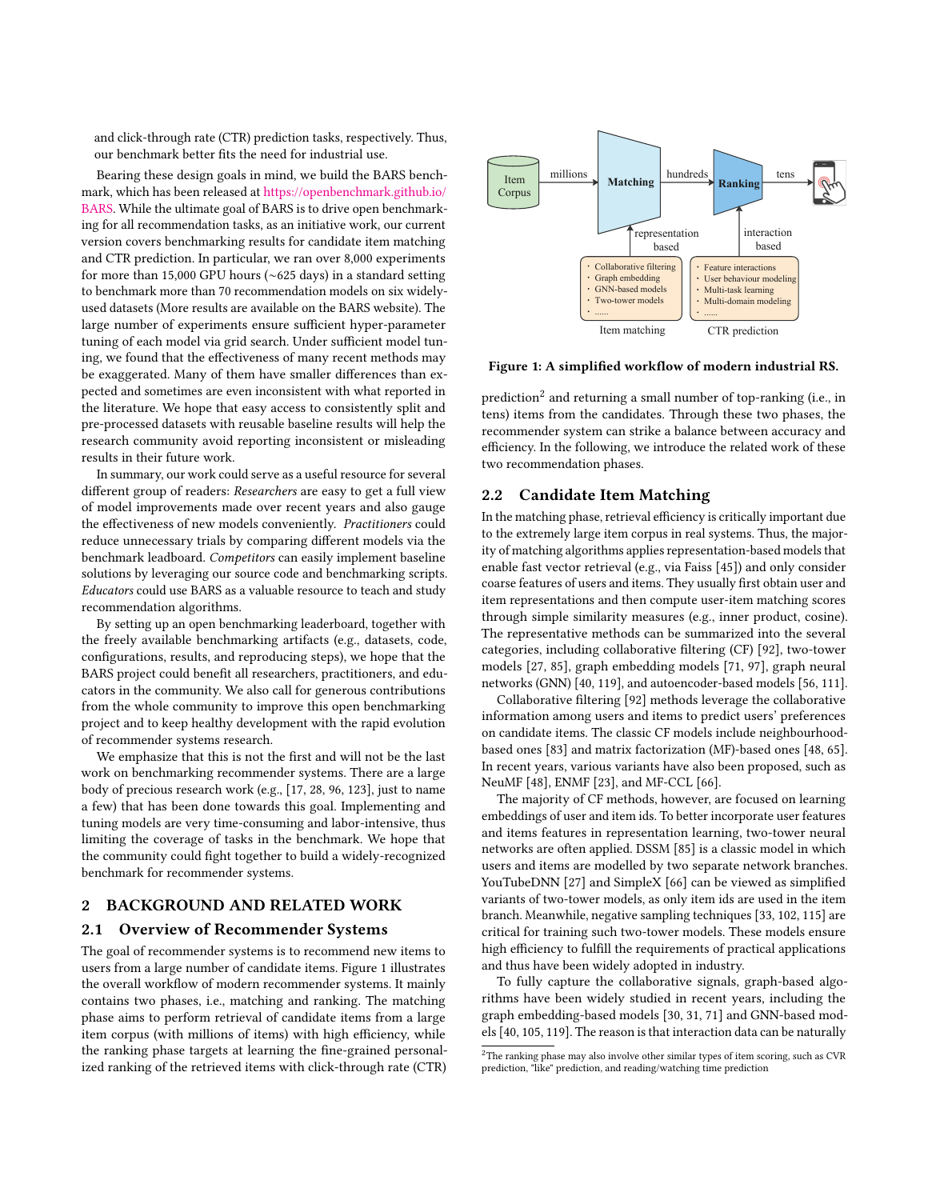and click-through rate (CTR) prediction tasks, respectively. Thus, our benchmark better fits the need for industrial use.

Bearing these design goals in mind, we build the BARS benchmark, which has been released at https://openbenchmark.github.io/BARS. While the ultimate goal of BARS is to drive open benchmarking for all recommendation tasks, as an initiative work, our current version covers benchmarking results for candidate item matching and CTR prediction. In particular, we ran over 8,000 experiments for more than 15,000 GPU hours (~625 days) in a standard setting to benchmark more than 70 recommendation models on six widely-used datasets (More results are available on the BARS website). The large number of experiments ensure sufficient hyper-parameter tuning of each model via grid search. Under sufficient model tuning, we found that the effectiveness of many recent methods may be exaggerated. Many of them have smaller differences than expected and sometimes are even inconsistent with what reported in the literature. We hope that easy access to consistently split and pre-processed datasets with reusable baseline results will help the research community avoid reporting inconsistent or misleading results in their future work.

In summary, our work could serve as a useful resource for several different group of readers: *Researchers* are easy to get a full view of model improvements made over recent years and also gauge the effectiveness of new models conveniently. *Practitioners* could reduce unnecessary trials by comparing different models via the benchmark leadboard. *Competitors* can easily implement baseline solutions by leveraging our source code and benchmarking scripts. *Educators* could use BARS as a valuable resource to teach and study recommendation algorithms.

By setting up an open benchmarking leaderboard, together with the freely available benchmarking artifacts (e.g., datasets, code, configurations, results, and reproducing steps), we hope that the BARS project could benefit all researchers, practitioners, and educators in the community. We also call for generous contributions from the whole community to improve this open benchmarking project and to keep healthy development with the rapid evolution of recommender systems research.

We emphasize that this is not the first and will not be the last work on benchmarking recommender systems. There are a large body of precious research work (e.g., [17, 28, 96, 123], just to name a few) that has been done towards this goal. Implementing and tuning models are very time-consuming and labor-intensive, thus limiting the coverage of tasks in the benchmark. We hope that the community could fight together to build a widely-recognized benchmark for recommender systems.

## 2 BACKGROUND AND RELATED WORK

### 2.1 Overview of Recommender Systems

The goal of recommender systems is to recommend new items to users from a large number of candidate items. Figure 1 illustrates the overall workflow of modern recommender systems. It mainly contains two phases, i.e., matching and ranking. The matching phase aims to perform retrieval of candidate items from a large item corpus (with millions of items) with high efficiency, while the ranking phase targets at learning the fine-grained personalized ranking of the retrieved items with click-through rate (CTR) prediction[2] and returning a small number of top-ranking (i.e., in tens) items from the candidates. Through these two phases, the recommender system can strike a balance between accuracy and efficiency. In the following, we introduce the related work of these two recommendation phases.

Item Corpus → millions → Matching → hundreds → Ranking → tens

Matching: representation based — Collaborative filtering; Graph embedding; GNN-based models; Two-tower models; ...... (Item matching)

Ranking: interaction based — Feature interactions; User behaviour modeling; Multi-task learning; Multi-domain modeling; ...... (CTR prediction)

**Figure 1: A simplified workflow of modern industrial RS.**

### 2.2 Candidate Item Matching

In the matching phase, retrieval efficiency is critically important due to the extremely large item corpus in real systems. Thus, the majority of matching algorithms applies representation-based models that enable fast vector retrieval (e.g., via Faiss [45]) and only consider coarse features of users and items. They usually first obtain user and item representations and then compute user-item matching scores through simple similarity measures (e.g., inner product, cosine). The representative methods can be summarized into the several categories, including collaborative filtering (CF) [92], two-tower models [27, 85], graph embedding models [71, 97], graph neural networks (GNN) [40, 119], and autoencoder-based models [56, 111].

Collaborative filtering [92] methods leverage the collaborative information among users and items to predict users' preferences on candidate items. The classic CF models include neighbourhood-based ones [83] and matrix factorization (MF)-based ones [48, 65]. In recent years, various variants have also been proposed, such as NeuMF [48], ENMF [23], and MF-CCL [66].

The majority of CF methods, however, are focused on learning embeddings of user and item ids. To better incorporate user features and items features in representation learning, two-tower neural networks are often applied. DSSM [85] is a classic model in which users and items are modelled by two separate network branches. YouTubeDNN [27] and SimpleX [66] can be viewed as simplified variants of two-tower models, as only item ids are used in the item branch. Meanwhile, negative sampling techniques [33, 102, 115] are critical for training such two-tower models. These models ensure high efficiency to fulfill the requirements of practical applications and thus have been widely adopted in industry.

To fully capture the collaborative signals, graph-based algorithms have been widely studied in recent years, including the graph embedding-based models [30, 31, 71] and GNN-based models [40, 105, 119]. The reason is that interaction data can be naturally

[2] The ranking phase may also involve other similar types of item scoring, such as CVR prediction, "like" prediction, and reading/watching time prediction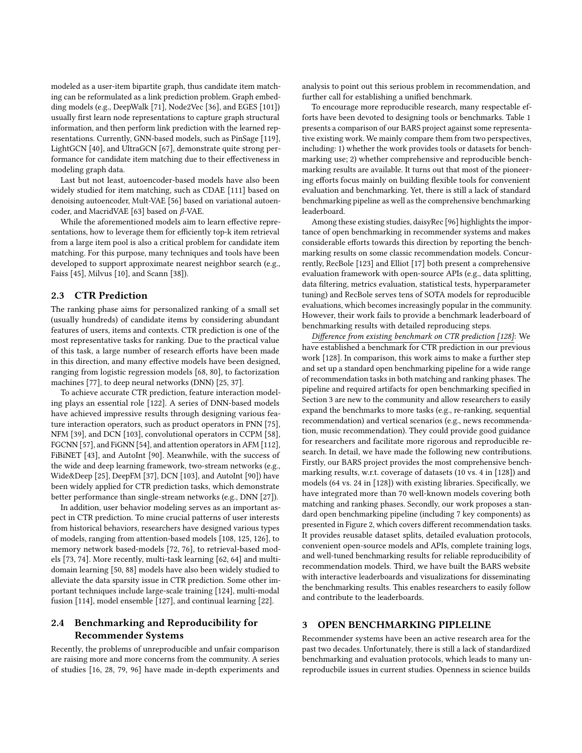modeled as a user-item bipartite graph, thus candidate item matching can be reformulated as a link prediction problem. Graph embedding models (e.g., DeepWalk [71], Node2Vec [36], and EGES [101]) usually first learn node representations to capture graph structural information, and then perform link prediction with the learned representations. Currently, GNN-based models, such as PinSage [119], LightGCN [40], and UltraGCN [67], demonstrate quite strong performance for candidate item matching due to their effectiveness in modeling graph data.

Last but not least, autoencoder-based models have also been widely studied for item matching, such as CDAE [111] based on denoising autoencoder, Mult-VAE [56] based on variational autoencoder, and MacridVAE [63] based on $\beta$-VAE.

While the aforementioned models aim to learn effective representations, how to leverage them for efficiently top-k item retrieval from a large item pool is also a critical problem for candidate item matching. For this purpose, many techniques and tools have been developed to support approximate nearest neighbor search (e.g., Faiss [45], Milvus [10], and Scann [38]).

### 2.3 CTR Prediction

The ranking phase aims for personalized ranking of a small set (usually hundreds) of candidate items by considering abundant features of users, items and contexts. CTR prediction is one of the most representative tasks for ranking. Due to the practical value of this task, a large number of research efforts have been made in this direction, and many effective models have been designed, ranging from logistic regression models [68, 80], to factorization machines [77], to deep neural networks (DNN) [25, 37].

To achieve accurate CTR prediction, feature interaction modeling plays an essential role [122]. A series of DNN-based models have achieved impressive results through designing various feature interaction operators, such as product operators in PNN [75], NFM [39], and DCN [103], convolutional operators in CCPM [58], FGCNN [57], and FiGNN [54], and attention operators in AFM [112], FiBiNET [43], and AutoInt [90]. Meanwhile, with the success of the wide and deep learning framework, two-stream networks (e.g., Wide&Deep [25], DeepFM [37], DCN [103], and AutoInt [90]) have been widely applied for CTR prediction tasks, which demonstrate better performance than single-stream networks (e.g., DNN [27]).

In addition, user behavior modeling serves as an important aspect in CTR prediction. To mine crucial patterns of user interests from historical behaviors, researchers have designed various types of models, ranging from attention-based models [108, 125, 126], to memory network based-models [72, 76], to retrieval-based models [73, 74]. More recently, multi-task learning [62, 64] and multi-domain learning [50, 88] models have also been widely studied to alleviate the data sparsity issue in CTR prediction. Some other important techniques include large-scale training [124], multi-modal fusion [114], model ensemble [127], and continual learning [22].

### 2.4 Benchmarking and Reproducibility for Recommender Systems

Recently, the problems of unreproducible and unfair comparison are raising more and more concerns from the community. A series of studies [16, 28, 79, 96] have made in-depth experiments and analysis to point out this serious problem in recommendation, and further call for establishing a unified benchmark.

To encourage more reproducible research, many respectable efforts have been devoted to designing tools or benchmarks. Table 1 presents a comparison of our BARS project against some representative existing work. We mainly compare them from two perspectives, including: 1) whether the work provides tools or datasets for benchmarking use; 2) whether comprehensive and reproducible benchmarking results are available. It turns out that most of the pioneering efforts focus mainly on building flexible tools for convenient evaluation and benchmarking. Yet, there is still a lack of standard benchmarking pipeline as well as the comprehensive benchmarking leaderboard.

Among these existing studies, daisyRec [96] highlights the importance of open benchmarking in recommender systems and makes considerable efforts towards this direction by reporting the benchmarking results on some classic recommendation models. Concurrently, RecBole [123] and Elliot [17] both present a comprehensive evaluation framework with open-source APIs (e.g., data splitting, data filtering, metrics evaluation, statistical tests, hyperparameter tuning) and RecBole serves tens of SOTA models for reproducible evaluations, which becomes increasingly popular in the community. However, their work fails to provide a benchmark leaderboard of benchmarking results with detailed reproducing steps.

*Difference from existing benchmark on CTR prediction [128]*: We have established a benchmark for CTR prediction in our previous work [128]. In comparison, this work aims to make a further step and set up a standard open benchmarking pipeline for a wide range of recommendation tasks in both matching and ranking phases. The pipeline and required artifacts for open benchmarking specified in Section 3 are new to the community and allow researchers to easily expand the benchmarks to more tasks (e.g., re-ranking, sequential recommendation) and vertical scenarios (e.g., news recommendation, music recommendation). They could provide good guidance for researchers and facilitate more rigorous and reproducible research. In detail, we have made the following new contributions. Firstly, our BARS project provides the most comprehensive benchmarking results, w.r.t. coverage of datasets (10 vs. 4 in [128]) and models (64 vs. 24 in [128]) with existing libraries. Specifically, we have integrated more than 70 well-known models covering both matching and ranking phases. Secondly, our work proposes a standard open benchmarking pipeline (including 7 key components) as presented in Figure 2, which covers different recommendation tasks. It provides reusable dataset splits, detailed evaluation protocols, convenient open-source models and APIs, complete training logs, and well-tuned benchmarking results for reliable reproducibility of recommendation models. Third, we have built the BARS website with interactive leaderboards and visualizations for disseminating the benchmarking results. This enables researchers to easily follow and contribute to the leaderboards.

## 3 OPEN BENCHMARKING PIPLELINE

Recommender systems have been an active research area for the past two decades. Unfortunately, there is still a lack of standardized benchmarking and evaluation protocols, which leads to many unreproducbile issues in current studies. Openness in science builds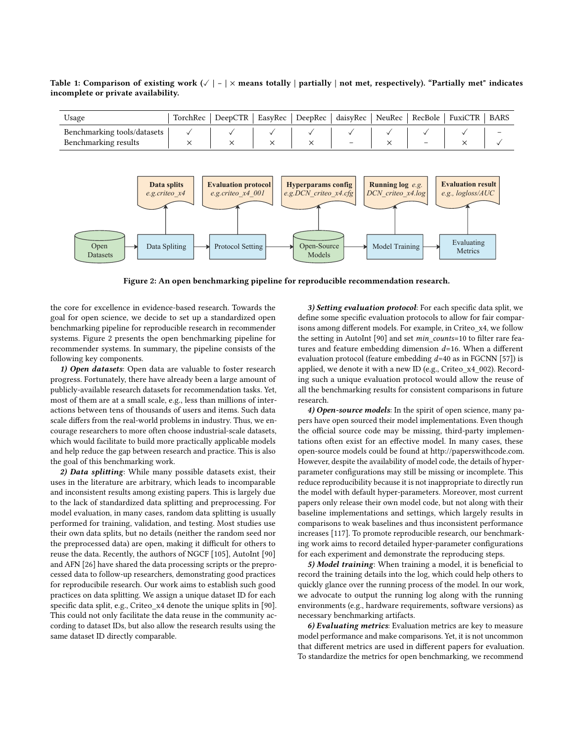Table 1: Comparison of existing work (✓ | – | × means totally | partially | not met, respectively). "Partially met" indicates incomplete or private availability.

| Usage | TorchRec | DeepCTR | EasyRec | DeepRec | daisyRec | NeuRec | RecBole | FuxiCTR | BARS |
|---|---|---|---|---|---|---|---|---|---|
| Benchmarking tools/datasets | ✓ | ✓ | ✓ | ✓ | ✓ | ✓ | ✓ | ✓ | – |
| Benchmarking results | × | × | × | × | – | × | – | × | ✓ |

Figure 2: An open benchmarking pipeline for reproducible recommendation research.

the core for excellence in evidence-based research. Towards the goal for open science, we decide to set up a standardized open benchmarking pipeline for reproducible research in recommender systems. Figure 2 presents the open benchmarking pipeline for recommender systems. In summary, the pipeline consists of the following key components.

***1) Open datasets***: Open data are valuable to foster research progress. Fortunately, there have already been a large amount of publicly-available research datasets for recommendation tasks. Yet, most of them are at a small scale, e.g., less than millions of interactions between tens of thousands of users and items. Such data scale differs from the real-world problems in industry. Thus, we encourage researchers to more often choose industrial-scale datasets, which would facilitate to build more practically applicable models and help reduce the gap between research and practice. This is also the goal of this benchmarking work.

***2) Data splitting***: While many possible datasets exist, their uses in the literature are arbitrary, which leads to incomparable and inconsistent results among existing papers. This is largely due to the lack of standardized data splitting and preprocessing. For model evaluation, in many cases, random data splitting is usually performed for training, validation, and testing. Most studies use their own data splits, but no details (neither the random seed nor the preprocessed data) are open, making it difficult for others to reuse the data. Recently, the authors of NGCF [105], AutoInt [90] and AFN [26] have shared the data processing scripts or the preprocessed data to follow-up researchers, demonstrating good practices for reproducibile research. Our work aims to establish such good practices on data splitting. We assign a unique dataset ID for each specific data split, e.g., Criteo_x4 denote the unique splits in [90]. This could not only facilitate the data reuse in the community according to dataset IDs, but also allow the research results using the same dataset ID directly comparable.

***3) Setting evaluation protocol***: For each specific data split, we define some specific evaluation protocols to allow for fair comparisons among different models. For example, in Criteo_x4, we follow the setting in AutoInt [90] and set *min_counts*=10 to filter rare features and feature embedding dimension $d$=16. When a different evaluation protocol (feature embedding $d$=40 as in FGCNN [57]) is applied, we denote it with a new ID (e.g., Criteo_x4_002). Recording such a unique evaluation protocol would allow the reuse of all the benchmarking results for consistent comparisons in future research.

***4) Open-source models***: In the spirit of open science, many papers have open sourced their model implementations. Even though the official source code may be missing, third-party implementations often exist for an effective model. In many cases, these open-source models could be found at http://paperswithcode.com. However, despite the availability of model code, the details of hyper-parameter configurations may still be missing or incomplete. This reduce reproducibility because it is not inappropriate to directly run the model with default hyper-parameters. Moreover, most current papers only release their own model code, but not along with their baseline implementations and settings, which largely results in comparisons to weak baselines and thus inconsistent performance increases [117]. To promote reproducible research, our benchmarking work aims to record detailed hyper-parameter configurations for each experiment and demonstrate the reproducing steps.

***5) Model training***: When training a model, it is beneficial to record the training details into the log, which could help others to quickly glance over the running process of the model. In our work, we advocate to output the running log along with the running environments (e.g., hardware requirements, software versions) as necessary benchmarking artifacts.

***6) Evaluating metrics***: Evaluation metrics are key to measure model performance and make comparisons. Yet, it is not uncommon that different metrics are used in different papers for evaluation. To standardize the metrics for open benchmarking, we recommend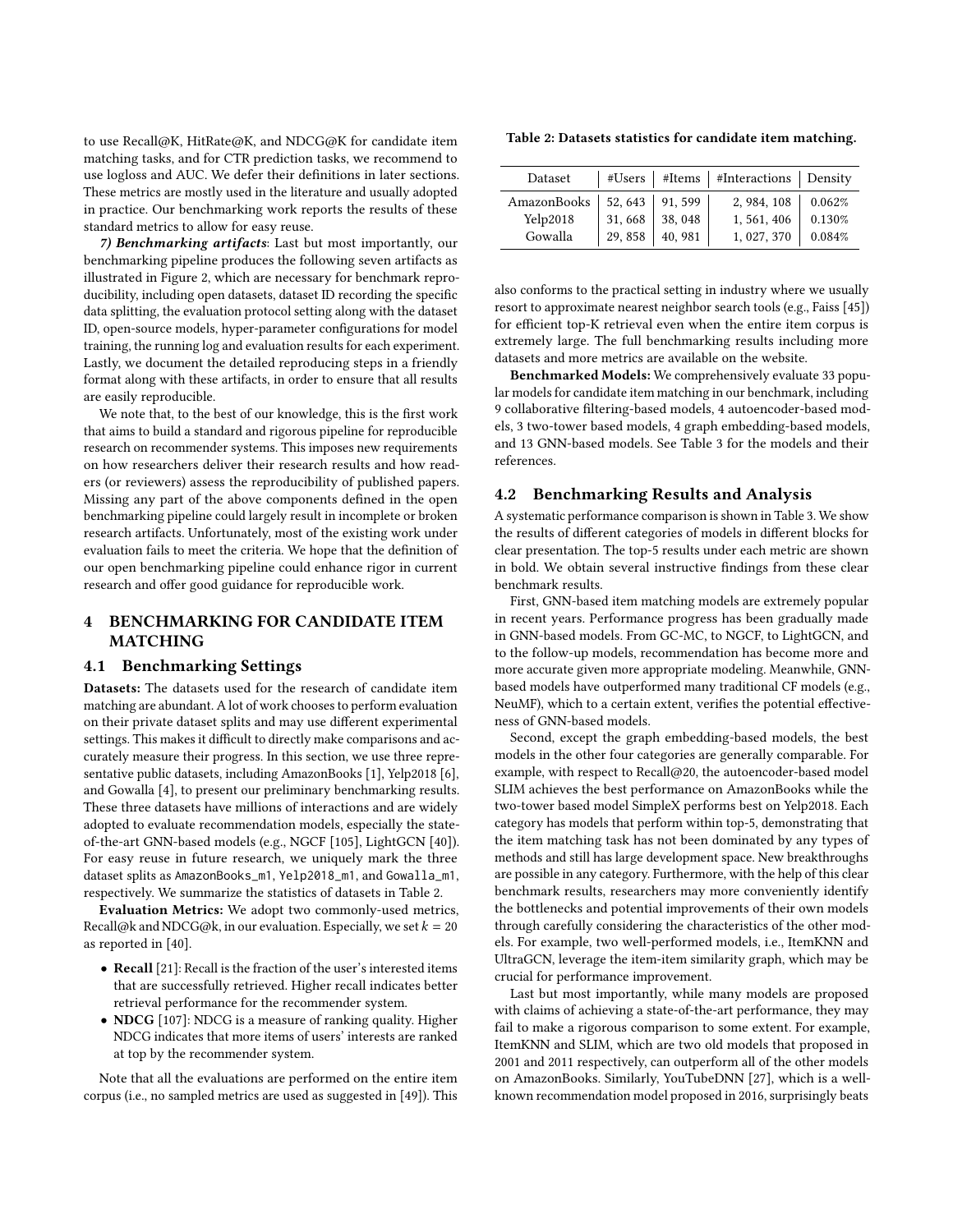to use Recall@K, HitRate@K, and NDCG@K for candidate item matching tasks, and for CTR prediction tasks, we recommend to use logloss and AUC. We defer their definitions in later sections. These metrics are mostly used in the literature and usually adopted in practice. Our benchmarking work reports the results of these standard metrics to allow for easy reuse.

***7) Benchmarking artifacts***: Last but most importantly, our benchmarking pipeline produces the following seven artifacts as illustrated in Figure 2, which are necessary for benchmark reproducibility, including open datasets, dataset ID recording the specific data splitting, the evaluation protocol setting along with the dataset ID, open-source models, hyper-parameter configurations for model training, the running log and evaluation results for each experiment. Lastly, we document the detailed reproducing steps in a friendly format along with these artifacts, in order to ensure that all results are easily reproducible.

We note that, to the best of our knowledge, this is the first work that aims to build a standard and rigorous pipeline for reproducible research on recommender systems. This imposes new requirements on how researchers deliver their research results and how readers (or reviewers) assess the reproducibility of published papers. Missing any part of the above components defined in the open benchmarking pipeline could largely result in incomplete or broken research artifacts. Unfortunately, most of the existing work under evaluation fails to meet the criteria. We hope that the definition of our open benchmarking pipeline could enhance rigor in current research and offer good guidance for reproducible work.

# 4 BENCHMARKING FOR CANDIDATE ITEM MATCHING

## 4.1 Benchmarking Settings

**Datasets:** The datasets used for the research of candidate item matching are abundant. A lot of work chooses to perform evaluation on their private dataset splits and may use different experimental settings. This makes it difficult to directly make comparisons and accurately measure their progress. In this section, we use three representative public datasets, including AmazonBooks [1], Yelp2018 [6], and Gowalla [4], to present our preliminary benchmarking results. These three datasets have millions of interactions and are widely adopted to evaluate recommendation models, especially the state-of-the-art GNN-based models (e.g., NGCF [105], LightGCN [40]). For easy reuse in future research, we uniquely mark the three dataset splits as `AmazonBooks_m1`, `Yelp2018_m1`, and `Gowalla_m1`, respectively. We summarize the statistics of datasets in Table 2.

**Table 2: Datasets statistics for candidate item matching.**

| Dataset | #Users | #Items | #Interactions | Density |
|---|---|---|---|---|
| AmazonBooks | 52, 643 | 91, 599 | 2, 984, 108 | 0.062% |
| Yelp2018 | 31, 668 | 38, 048 | 1, 561, 406 | 0.130% |
| Gowalla | 29, 858 | 40, 981 | 1, 027, 370 | 0.084% |

**Evaluation Metrics:** We adopt two commonly-used metrics, Recall@k and NDCG@k, in our evaluation. Especially, we set $k = 20$ as reported in [40].

- **Recall** [21]: Recall is the fraction of the user's interested items that are successfully retrieved. Higher recall indicates better retrieval performance for the recommender system.
- **NDCG** [107]: NDCG is a measure of ranking quality. Higher NDCG indicates that more items of users' interests are ranked at top by the recommender system.

Note that all the evaluations are performed on the entire item corpus (i.e., no sampled metrics are used as suggested in [49]). This also conforms to the practical setting in industry where we usually resort to approximate nearest neighbor search tools (e.g., Faiss [45]) for efficient top-K retrieval even when the entire item corpus is extremely large. The full benchmarking results including more datasets and more metrics are available on the website.

**Benchmarked Models:** We comprehensively evaluate 33 popular models for candidate item matching in our benchmark, including 9 collaborative filtering-based models, 4 autoencoder-based models, 3 two-tower based models, 4 graph embedding-based models, and 13 GNN-based models. See Table 3 for the models and their references.

## 4.2 Benchmarking Results and Analysis

A systematic performance comparison is shown in Table 3. We show the results of different categories of models in different blocks for clear presentation. The top-5 results under each metric are shown in bold. We obtain several instructive findings from these clear benchmark results.

First, GNN-based item matching models are extremely popular in recent years. Performance progress has been gradually made in GNN-based models. From GC-MC, to NGCF, to LightGCN, and to the follow-up models, recommendation has become more and more accurate given more appropriate modeling. Meanwhile, GNN-based models have outperformed many traditional CF models (e.g., NeuMF), which to a certain extent, verifies the potential effectiveness of GNN-based models.

Second, except the graph embedding-based models, the best models in the other four categories are generally comparable. For example, with respect to Recall@20, the autoencoder-based model SLIM achieves the best performance on AmazonBooks while the two-tower based model SimpleX performs best on Yelp2018. Each category has models that perform within top-5, demonstrating that the item matching task has not been dominated by any types of methods and still has large development space. New breakthroughs are possible in any category. Furthermore, with the help of this clear benchmark results, researchers may more conveniently identify the bottlenecks and potential improvements of their own models through carefully considering the characteristics of the other models. For example, two well-performed models, i.e., ItemKNN and UltraGCN, leverage the item-item similarity graph, which may be crucial for performance improvement.

Last but most importantly, while many models are proposed with claims of achieving a state-of-the-art performance, they may fail to make a rigorous comparison to some extent. For example, ItemKNN and SLIM, which are two old models that proposed in 2001 and 2011 respectively, can outperform all of the other models on AmazonBooks. Similarly, YouTubeDNN [27], which is a well-known recommendation model proposed in 2016, surprisingly beats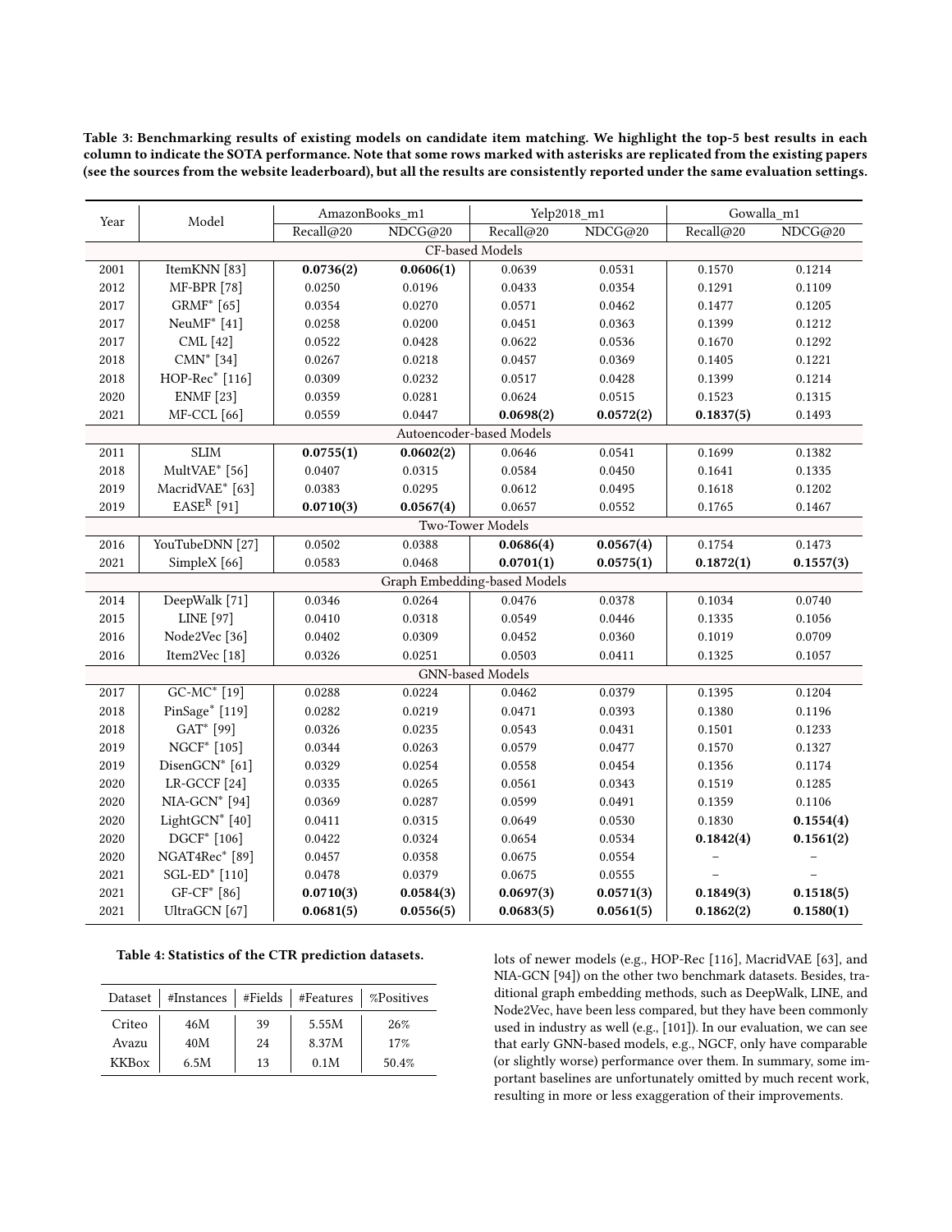**Table 3: Benchmarking results of existing models on candidate item matching. We highlight the top-5 best results in each column to indicate the SOTA performance. Note that some rows marked with asterisks are replicated from the existing papers (see the sources from the website leaderboard), but all the results are consistently reported under the same evaluation settings.**

| Year | Model | AmazonBooks_m1 | | Yelp2018_m1 | | Gowalla_m1 | |
|---|---|---|---|---|---|---|---|
| | | Recall@20 | NDCG@20 | Recall@20 | NDCG@20 | Recall@20 | NDCG@20 |
| CF-based Models | | | | | | | |
| 2001 | ItemKNN [83] | **0.0736(2)** | **0.0606(1)** | 0.0639 | 0.0531 | 0.1570 | 0.1214 |
| 2012 | MF-BPR [78] | 0.0250 | 0.0196 | 0.0433 | 0.0354 | 0.1291 | 0.1109 |
| 2017 | GRMF* [65] | 0.0354 | 0.0270 | 0.0571 | 0.0462 | 0.1477 | 0.1205 |
| 2017 | NeuMF* [41] | 0.0258 | 0.0200 | 0.0451 | 0.0363 | 0.1399 | 0.1212 |
| 2017 | CML [42] | 0.0522 | 0.0428 | 0.0622 | 0.0536 | 0.1670 | 0.1292 |
| 2018 | CMN* [34] | 0.0267 | 0.0218 | 0.0457 | 0.0369 | 0.1405 | 0.1221 |
| 2018 | HOP-Rec* [116] | 0.0309 | 0.0232 | 0.0517 | 0.0428 | 0.1399 | 0.1214 |
| 2020 | ENMF [23] | 0.0359 | 0.0281 | 0.0624 | 0.0515 | 0.1523 | 0.1315 |
| 2021 | MF-CCL [66] | 0.0559 | 0.0447 | **0.0698(2)** | **0.0572(2)** | **0.1837(5)** | 0.1493 |
| Autoencoder-based Models | | | | | | | |
| 2011 | SLIM | **0.0755(1)** | **0.0602(2)** | 0.0646 | 0.0541 | 0.1699 | 0.1382 |
| 2018 | MultVAE* [56] | 0.0407 | 0.0315 | 0.0584 | 0.0450 | 0.1641 | 0.1335 |
| 2019 | MacridVAE* [63] | 0.0383 | 0.0295 | 0.0612 | 0.0495 | 0.1618 | 0.1202 |
| 2019 | EASE$^R$ [91] | **0.0710(3)** | **0.0567(4)** | 0.0657 | 0.0552 | 0.1765 | 0.1467 |
| Two-Tower Models | | | | | | | |
| 2016 | YouTubeDNN [27] | 0.0502 | 0.0388 | **0.0686(4)** | **0.0567(4)** | 0.1754 | 0.1473 |
| 2021 | SimpleX [66] | 0.0583 | 0.0468 | **0.0701(1)** | **0.0575(1)** | **0.1872(1)** | **0.1557(3)** |
| Graph Embedding-based Models | | | | | | | |
| 2014 | DeepWalk [71] | 0.0346 | 0.0264 | 0.0476 | 0.0378 | 0.1034 | 0.0740 |
| 2015 | LINE [97] | 0.0410 | 0.0318 | 0.0549 | 0.0446 | 0.1335 | 0.1056 |
| 2016 | Node2Vec [36] | 0.0402 | 0.0309 | 0.0452 | 0.0360 | 0.1019 | 0.0709 |
| 2016 | Item2Vec [18] | 0.0326 | 0.0251 | 0.0503 | 0.0411 | 0.1325 | 0.1057 |
| GNN-based Models | | | | | | | |
| 2017 | GC-MC* [19] | 0.0288 | 0.0224 | 0.0462 | 0.0379 | 0.1395 | 0.1204 |
| 2018 | PinSage* [119] | 0.0282 | 0.0219 | 0.0471 | 0.0393 | 0.1380 | 0.1196 |
| 2018 | GAT* [99] | 0.0326 | 0.0235 | 0.0543 | 0.0431 | 0.1501 | 0.1233 |
| 2019 | NGCF* [105] | 0.0344 | 0.0263 | 0.0579 | 0.0477 | 0.1570 | 0.1327 |
| 2019 | DisenGCN* [61] | 0.0329 | 0.0254 | 0.0558 | 0.0454 | 0.1356 | 0.1174 |
| 2020 | LR-GCCF [24] | 0.0335 | 0.0265 | 0.0561 | 0.0343 | 0.1519 | 0.1285 |
| 2020 | NIA-GCN* [94] | 0.0369 | 0.0287 | 0.0599 | 0.0491 | 0.1359 | 0.1106 |
| 2020 | LightGCN* [40] | 0.0411 | 0.0315 | 0.0649 | 0.0530 | 0.1830 | **0.1554(4)** |
| 2020 | DGCF* [106] | 0.0422 | 0.0324 | 0.0654 | 0.0534 | **0.1842(4)** | **0.1561(2)** |
| 2020 | NGAT4Rec* [89] | 0.0457 | 0.0358 | 0.0675 | 0.0554 | – | – |
| 2021 | SGL-ED* [110] | 0.0478 | 0.0379 | 0.0675 | 0.0555 | – | – |
| 2021 | GF-CF* [86] | **0.0710(3)** | **0.0584(3)** | **0.0697(3)** | **0.0571(3)** | **0.1849(3)** | **0.1518(5)** |
| 2021 | UltraGCN [67] | **0.0681(5)** | **0.0556(5)** | **0.0683(5)** | **0.0561(5)** | **0.1862(2)** | **0.1580(1)** |

**Table 4: Statistics of the CTR prediction datasets.**

| Dataset | #Instances | #Fields | #Features | %Positives |
|---|---|---|---|---|
| Criteo | 46M | 39 | 5.55M | 26% |
| Avazu | 40M | 24 | 8.37M | 17% |
| KKBox | 6.5M | 13 | 0.1M | 50.4% |

lots of newer models (e.g., HOP-Rec [116], MacridVAE [63], and NIA-GCN [94]) on the other two benchmark datasets. Besides, traditional graph embedding methods, such as DeepWalk, LINE, and Node2Vec, have been less compared, but they have been commonly used in industry as well (e.g., [101]). In our evaluation, we can see that early GNN-based models, e.g., NGCF, only have comparable (or slightly worse) performance over them. In summary, some important baselines are unfortunately omitted by much recent work, resulting in more or less exaggeration of their improvements.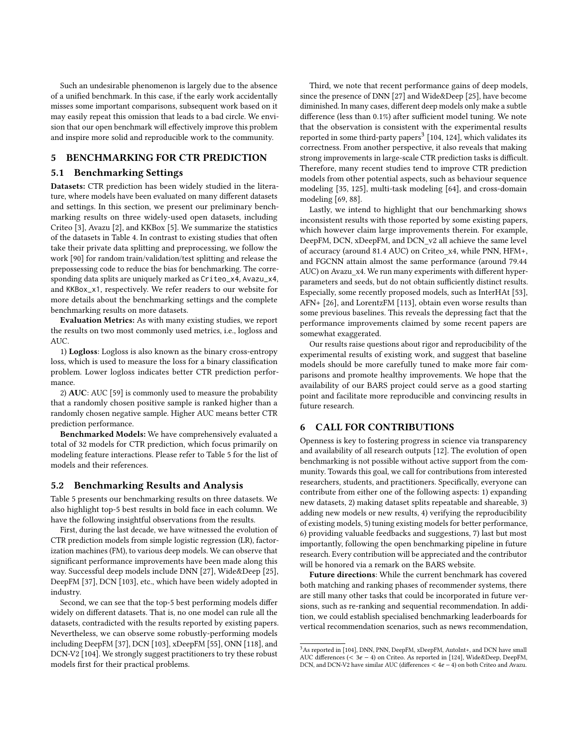Such an undesirable phenomenon is largely due to the absence of a unified benchmark. In this case, if the early work accidentally misses some important comparisons, subsequent work based on it may easily repeat this omission that leads to a bad circle. We envision that our open benchmark will effectively improve this problem and inspire more solid and reproducible work to the community.

## 5 BENCHMARKING FOR CTR PREDICTION

### 5.1 Benchmarking Settings

**Datasets:** CTR prediction has been widely studied in the literature, where models have been evaluated on many different datasets and settings. In this section, we present our preliminary benchmarking results on three widely-used open datasets, including Criteo [3], Avazu [2], and KKBox [5]. We summarize the statistics of the datasets in Table 4. In contrast to existing studies that often take their private data splitting and preprocessing, we follow the work [90] for random train/validation/test splitting and release the prepossessing code to reduce the bias for benchmarking. The corresponding data splits are uniquely marked as `Criteo_x4`, `Avazu_x4`, and `KKBox_x1`, respectively. We refer readers to our website for more details about the benchmarking settings and the complete benchmarking results on more datasets.

**Evaluation Metrics:** As with many existing studies, we report the results on two most commonly used metrics, i.e., logloss and AUC.

1) **Logloss**: Logloss is also known as the binary cross-entropy loss, which is used to measure the loss for a binary classification problem. Lower logloss indicates better CTR prediction performance.

2) **AUC**: AUC [59] is commonly used to measure the probability that a randomly chosen positive sample is ranked higher than a randomly chosen negative sample. Higher AUC means better CTR prediction performance.

**Benchmarked Models:** We have comprehensively evaluated a total of 32 models for CTR prediction, which focus primarily on modeling feature interactions. Please refer to Table 5 for the list of models and their references.

### 5.2 Benchmarking Results and Analysis

Table 5 presents our benchmarking results on three datasets. We also highlight top-5 best results in bold face in each column. We have the following insightful observations from the results.

First, during the last decade, we have witnessed the evolution of CTR prediction models from simple logistic regression (LR), factorization machines (FM), to various deep models. We can observe that significant performance improvements have been made along this way. Successful deep models include DNN [27], Wide&Deep [25], DeepFM [37], DCN [103], etc., which have been widely adopted in industry.

Second, we can see that the top-5 best performing models differ widely on different datasets. That is, no one model can rule all the datasets, contradicted with the results reported by existing papers. Nevertheless, we can observe some robustly-performing models including DeepFM [37], DCN [103], xDeepFM [55], ONN [118], and DCN-V2 [104]. We strongly suggest practitioners to try these robust models first for their practical problems.

Third, we note that recent performance gains of deep models, since the presence of DNN [27] and Wide&Deep [25], have become diminished. In many cases, different deep models only make a subtle difference (less than 0.1%) after sufficient model tuning. We note that the observation is consistent with the experimental results reported in some third-party papers[3] [104, 124], which validates its correctness. From another perspective, it also reveals that making strong improvements in large-scale CTR prediction tasks is difficult. Therefore, many recent studies tend to improve CTR prediction models from other potential aspects, such as behaviour sequence modeling [35, 125], multi-task modeling [64], and cross-domain modeling [69, 88].

Lastly, we intend to highlight that our benchmarking shows inconsistent results with those reported by some existing papers, which however claim large improvements therein. For example, DeepFM, DCN, xDeepFM, and DCN_v2 all achieve the same level of accuracy (around 81.4 AUC) on Criteo_x4, while PNN, HFM+, and FGCNN attain almost the same performance (around 79.44 AUC) on Avazu_x4. We run many experiments with different hyperparameters and seeds, but do not obtain sufficiently distinct results. Especially, some recently proposed models, such as InterHAt [53], AFN+ [26], and LorentzFM [113], obtain even worse results than some previous baselines. This reveals the depressing fact that the performance improvements claimed by some recent papers are somewhat exaggerated.

Our results raise questions about rigor and reproducibility of the experimental results of existing work, and suggest that baseline models should be more carefully tuned to make more fair comparisons and promote healthy improvements. We hope that the availability of our BARS project could serve as a good starting point and facilitate more reproducible and convincing results in future research.

## 6 CALL FOR CONTRIBUTIONS

Openness is key to fostering progress in science via transparency and availability of all research outputs [12]. The evolution of open benchmarking is not possible without active support from the community. Towards this goal, we call for contributions from interested researchers, students, and practitioners. Specifically, everyone can contribute from either one of the following aspects: 1) expanding new datasets, 2) making dataset splits repeatable and shareable, 3) adding new models or new results, 4) verifying the reproducibility of existing models, 5) tuning existing models for better performance, 6) providing valuable feedbacks and suggestions, 7) last but most importantly, following the open benchmarking pipeline in future research. Every contribution will be appreciated and the contributor will be honored via a remark on the BARS website.

**Future directions**: While the current benchmark has covered both matching and ranking phases of recommender systems, there are still many other tasks that could be incorporated in future versions, such as re-ranking and sequential recommendation. In addition, we could establish specialised benchmarking leaderboards for vertical recommendation scenarios, such as news recommendation,

---

[3] As reported in [104], DNN, PNN, DeepFM, xDeepFM, AutoInt+, and DCN have small AUC differences ($< 3e-4$) on Criteo. As reported in [124], Wide&Deep, DeepFM, DCN, and DCN-V2 have similar AUC (differences $< 4e-4$) on both Criteo and Avazu.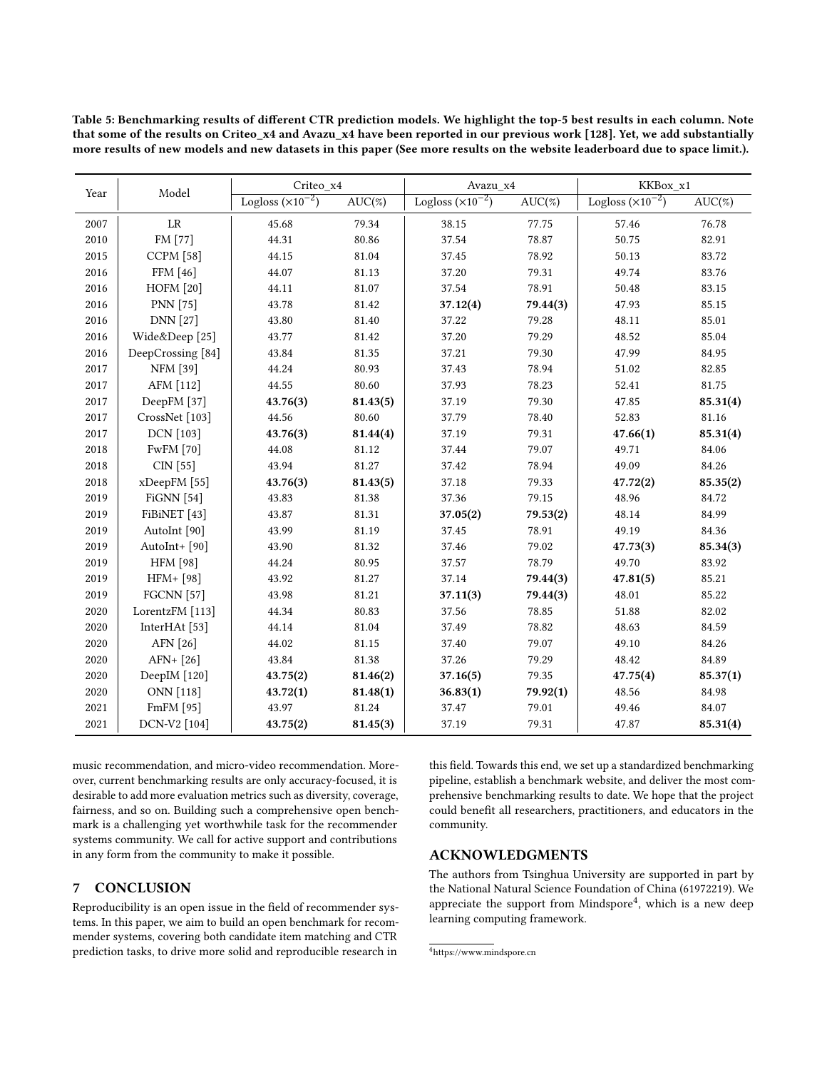**Table 5: Benchmarking results of different CTR prediction models. We highlight the top-5 best results in each column. Note that some of the results on Criteo_x4 and Avazu_x4 have been reported in our previous work [128]. Yet, we add substantially more results of new models and new datasets in this paper (See more results on the website leaderboard due to space limit.).**

| Year | Model | Criteo_x4 | | Avazu_x4 | | KKBox_x1 | |
|---|---|---|---|---|---|---|---|
| | | Logloss ($\times 10^{-2}$) | AUC(%) | Logloss ($\times 10^{-2}$) | AUC(%) | Logloss ($\times 10^{-2}$) | AUC(%) |
| 2007 | LR | 45.68 | 79.34 | 38.15 | 77.75 | 57.46 | 76.78 |
| 2010 | FM [77] | 44.31 | 80.86 | 37.54 | 78.87 | 50.75 | 82.91 |
| 2015 | CCPM [58] | 44.15 | 81.04 | 37.45 | 78.92 | 50.13 | 83.72 |
| 2016 | FFM [46] | 44.07 | 81.13 | 37.20 | 79.31 | 49.74 | 83.76 |
| 2016 | HOFM [20] | 44.11 | 81.07 | 37.54 | 78.91 | 50.48 | 83.15 |
| 2016 | PNN [75] | 43.78 | 81.42 | **37.12(4)** | **79.44(3)** | 47.93 | 85.15 |
| 2016 | DNN [27] | 43.80 | 81.40 | 37.22 | 79.28 | 48.11 | 85.01 |
| 2016 | Wide&Deep [25] | 43.77 | 81.42 | 37.20 | 79.29 | 48.52 | 85.04 |
| 2016 | DeepCrossing [84] | 43.84 | 81.35 | 37.21 | 79.30 | 47.99 | 84.95 |
| 2017 | NFM [39] | 44.24 | 80.93 | 37.43 | 78.94 | 51.02 | 82.85 |
| 2017 | AFM [112] | 44.55 | 80.60 | 37.93 | 78.23 | 52.41 | 81.75 |
| 2017 | DeepFM [37] | **43.76(3)** | **81.43(5)** | 37.19 | 79.30 | 47.85 | **85.31(4)** |
| 2017 | CrossNet [103] | 44.56 | 80.60 | 37.79 | 78.40 | 52.83 | 81.16 |
| 2017 | DCN [103] | **43.76(3)** | **81.44(4)** | 37.19 | 79.31 | **47.66(1)** | **85.31(4)** |
| 2018 | FwFM [70] | 44.08 | 81.12 | 37.44 | 79.07 | 49.71 | 84.06 |
| 2018 | CIN [55] | 43.94 | 81.27 | 37.42 | 78.94 | 49.09 | 84.26 |
| 2018 | xDeepFM [55] | **43.76(3)** | **81.43(5)** | 37.18 | 79.33 | **47.72(2)** | **85.35(2)** |
| 2019 | FiGNN [54] | 43.83 | 81.38 | 37.36 | 79.15 | 48.96 | 84.72 |
| 2019 | FiBiNET [43] | 43.87 | 81.31 | **37.05(2)** | **79.53(2)** | 48.14 | 84.99 |
| 2019 | AutoInt [90] | 43.99 | 81.19 | 37.45 | 78.91 | 49.19 | 84.36 |
| 2019 | AutoInt+ [90] | 43.90 | 81.32 | 37.46 | 79.02 | **47.73(3)** | **85.34(3)** |
| 2019 | HFM [98] | 44.24 | 80.95 | 37.57 | 78.79 | 49.70 | 83.92 |
| 2019 | HFM+ [98] | 43.92 | 81.27 | 37.14 | **79.44(3)** | **47.81(5)** | 85.21 |
| 2019 | FGCNN [57] | 43.98 | 81.21 | **37.11(3)** | **79.44(3)** | 48.01 | 85.22 |
| 2020 | LorentzFM [113] | 44.34 | 80.83 | 37.56 | 78.85 | 51.88 | 82.02 |
| 2020 | InterHAt [53] | 44.14 | 81.04 | 37.49 | 78.82 | 48.63 | 84.59 |
| 2020 | AFN [26] | 44.02 | 81.15 | 37.40 | 79.07 | 49.10 | 84.26 |
| 2020 | AFN+ [26] | 43.84 | 81.38 | 37.26 | 79.29 | 48.42 | 84.89 |
| 2020 | DeepIM [120] | **43.75(2)** | **81.46(2)** | **37.16(5)** | 79.35 | **47.75(4)** | **85.37(1)** |
| 2020 | ONN [118] | **43.72(1)** | **81.48(1)** | **36.83(1)** | **79.92(1)** | 48.56 | 84.98 |
| 2021 | FmFM [95] | 43.97 | 81.24 | 37.47 | 79.01 | 49.46 | 84.07 |
| 2021 | DCN-V2 [104] | **43.75(2)** | **81.45(3)** | 37.19 | 79.31 | 47.87 | **85.31(4)** |

music recommendation, and micro-video recommendation. Moreover, current benchmarking results are only accuracy-focused, it is desirable to add more evaluation metrics such as diversity, coverage, fairness, and so on. Building such a comprehensive open benchmark is a challenging yet worthwhile task for the recommender systems community. We call for active support and contributions in any form from the community to make it possible.

## 7 CONCLUSION

Reproducibility is an open issue in the field of recommender systems. In this paper, we aim to build an open benchmark for recommender systems, covering both candidate item matching and CTR prediction tasks, to drive more solid and reproducible research in this field. Towards this end, we set up a standardized benchmarking pipeline, establish a benchmark website, and deliver the most comprehensive benchmarking results to date. We hope that the project could benefit all researchers, practitioners, and educators in the community.

## ACKNOWLEDGMENTS

The authors from Tsinghua University are supported in part by the National Natural Science Foundation of China (61972219). We appreciate the support from Mindspore[4], which is a new deep learning computing framework.

[4] https://www.mindspore.cn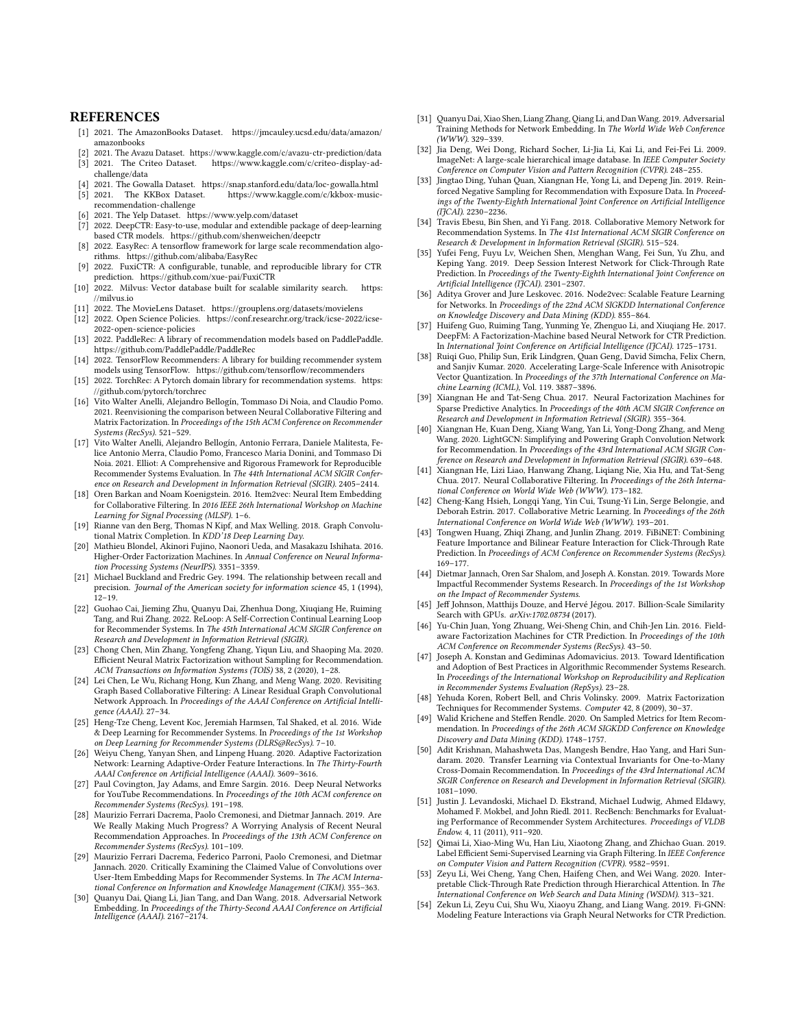## REFERENCES

[1] 2021. The AmazonBooks Dataset. https://jmcauley.ucsd.edu/data/amazon/amazonbooks

[2] 2021. The Avazu Dataset. https://www.kaggle.com/c/avazu-ctr-prediction/data

[3] 2021. The Criteo Dataset. https://www.kaggle.com/c/criteo-display-ad-challenge/data

[4] 2021. The Gowalla Dataset. https://snap.stanford.edu/data/loc-gowalla.html

[5] 2021. The KKBox Dataset. https://www.kaggle.com/c/kkbox-music-recommendation-challenge

[6] 2021. The Yelp Dataset. https://www.yelp.com/dataset

[7] 2022. DeepCTR: Easy-to-use, modular and extendible package of deep-learning based CTR models. https://github.com/shenweichen/deepctr

[8] 2022. EasyRec: A tensorflow framework for large scale recommendation algorithms. https://github.com/alibaba/EasyRec

[9] 2022. FuxiCTR: A configurable, tunable, and reproducible library for CTR prediction. https://github.com/xue-pai/FuxiCTR

[10] 2022. Milvus: Vector database built for scalable similarity search. https://milvus.io

[11] 2022. The MovieLens Dataset. https://grouplens.org/datasets/movielens

[12] 2022. Open Science Policies. https://conf.researchr.org/track/icse-2022/icse-2022-open-science-policies

[13] 2022. PaddleRec: A library of recommendation models based on PaddlePaddle. https://github.com/PaddlePaddle/PaddleRec

[14] 2022. TensorFlow Recommenders: A library for building recommender system models using TensorFlow. https://github.com/tensorflow/recommenders

[15] 2022. TorchRec: A Pytorch domain library for recommendation systems. https://github.com/pytorch/torchrec

[16] Vito Walter Anelli, Alejandro Bellogín, Tommaso Di Noia, and Claudio Pomo. 2021. Reenvisioning the comparison between Neural Collaborative Filtering and Matrix Factorization. In *Proceedings of the 15th ACM Conference on Recommender Systems (RecSys)*. 521–529.

[17] Vito Walter Anelli, Alejandro Bellogín, Antonio Ferrara, Daniele Malitesta, Felice Antonio Merra, Claudio Pomo, Francesco Maria Donini, and Tommaso Di Noia. 2021. Elliot: A Comprehensive and Rigorous Framework for Reproducible Recommender Systems Evaluation. In *The 44th International ACM SIGIR Conference on Research and Development in Information Retrieval (SIGIR)*. 2405–2414.

[18] Oren Barkan and Noam Koenigstein. 2016. Item2vec: Neural Item Embedding for Collaborative Filtering. In *2016 IEEE 26th International Workshop on Machine Learning for Signal Processing (MLSP)*. 1–6.

[19] Rianne van den Berg, Thomas N Kipf, and Max Welling. 2018. Graph Convolutional Matrix Completion. In *KDD'18 Deep Learning Day*.

[20] Mathieu Blondel, Akinori Fujino, Naonori Ueda, and Masakazu Ishihata. 2016. Higher-Order Factorization Machines. In *Annual Conference on Neural Information Processing Systems (NeurIPS)*. 3351–3359.

[21] Michael Buckland and Fredric Gey. 1994. The relationship between recall and precision. *Journal of the American society for information science* 45, 1 (1994), 12–19.

[22] Guohao Cai, Jieming Zhu, Quanyu Dai, Zhenhua Dong, Xiuqiang He, Ruiming Tang, and Rui Zhang. 2022. ReLoop: A Self-Correction Continual Learning Loop for Recommender Systems. In *The 45th International ACM SIGIR Conference on Research and Development in Information Retrieval (SIGIR)*.

[23] Chong Chen, Min Zhang, Yongfeng Zhang, Yiqun Liu, and Shaoping Ma. 2020. Efficient Neural Matrix Factorization without Sampling for Recommendation. *ACM Transactions on Information Systems (TOIS)* 38, 2 (2020), 1–28.

[24] Lei Chen, Le Wu, Richang Hong, Kun Zhang, and Meng Wang. 2020. Revisiting Graph Based Collaborative Filtering: A Linear Residual Graph Convolutional Network Approach. In *Proceedings of the AAAI Conference on Artificial Intelligence (AAAI)*. 27–34.

[25] Heng-Tze Cheng, Levent Koc, Jeremiah Harmsen, Tal Shaked, et al. 2016. Wide & Deep Learning for Recommender Systems. In *Proceedings of the 1st Workshop on Deep Learning for Recommender Systems (DLRS@RecSys)*. 7–10.

[26] Weiyu Cheng, Yanyan Shen, and Linpeng Huang. 2020. Adaptive Factorization Network: Learning Adaptive-Order Feature Interactions. In *The Thirty-Fourth AAAI Conference on Artificial Intelligence (AAAI)*. 3609–3616.

[27] Paul Covington, Jay Adams, and Emre Sargin. 2016. Deep Neural Networks for YouTube Recommendations. In *Proceedings of the 10th ACM conference on Recommender Systems (RecSys)*. 191–198.

[28] Maurizio Ferrari Dacrema, Paolo Cremonesi, and Dietmar Jannach. 2019. Are We Really Making Much Progress? A Worrying Analysis of Recent Neural Recommendation Approaches. In *Proceedings of the 13th ACM Conference on Recommender Systems (RecSys)*. 101–109.

[29] Maurizio Ferrari Dacrema, Federico Parroni, Paolo Cremonesi, and Dietmar Jannach. 2020. Critically Examining the Claimed Value of Convolutions over User-Item Embedding Maps for Recommender Systems. In *The ACM International Conference on Information and Knowledge Management (CIKM)*. 355–363.

[30] Quanyu Dai, Qiang Li, Jian Tang, and Dan Wang. 2018. Adversarial Network Embedding. In *Proceedings of the Thirty-Second AAAI Conference on Artificial Intelligence (AAAI)*. 2167–2174.

[31] Quanyu Dai, Xiao Shen, Liang Zhang, Qiang Li, and Dan Wang. 2019. Adversarial Training Methods for Network Embedding. In *The World Wide Web Conference (WWW)*. 329–339.

[32] Jia Deng, Wei Dong, Richard Socher, Li-Jia Li, Kai Li, and Fei-Fei Li. 2009. ImageNet: A large-scale hierarchical image database. In *IEEE Computer Society Conference on Computer Vision and Pattern Recognition (CVPR)*. 248–255.

[33] Jingtao Ding, Yuhan Quan, Xiangnan He, Yong Li, and Depeng Jin. 2019. Reinforced Negative Sampling for Recommendation with Exposure Data. In *Proceedings of the Twenty-Eighth International Joint Conference on Artificial Intelligence (IJCAI)*. 2230–2236.

[34] Travis Ebesu, Bin Shen, and Yi Fang. 2018. Collaborative Memory Network for Recommendation Systems. In *The 41st International ACM SIGIR Conference on Research & Development in Information Retrieval (SIGIR)*. 515–524.

[35] Yufei Feng, Fuyu Lv, Weichen Shen, Menghan Wang, Fei Sun, Yu Zhu, and Keping Yang. 2019. Deep Session Interest Network for Click-Through Rate Prediction. In *Proceedings of the Twenty-Eighth International Joint Conference on Artificial Intelligence (IJCAI)*. 2301–2307.

[36] Aditya Grover and Jure Leskovec. 2016. Node2vec: Scalable Feature Learning for Networks. In *Proceedings of the 22nd ACM SIGKDD International Conference on Knowledge Discovery and Data Mining (KDD)*. 855–864.

[37] Huifeng Guo, Ruiming Tang, Yunming Ye, Zhenguo Li, and Xiuqiang He. 2017. DeepFM: A Factorization-Machine based Neural Network for CTR Prediction. In *International Joint Conference on Artificial Intelligence (IJCAI)*. 1725–1731.

[38] Ruiqi Guo, Philip Sun, Erik Lindgren, Quan Geng, David Simcha, Felix Chern, and Sanjiv Kumar. 2020. Accelerating Large-Scale Inference with Anisotropic Vector Quantization. In *Proceedings of the 37th International Conference on Machine Learning (ICML)*, Vol. 119. 3887–3896.

[39] Xiangnan He and Tat-Seng Chua. 2017. Neural Factorization Machines for Sparse Predictive Analytics. In *Proceedings of the 40th ACM SIGIR Conference on Research and Development in Information Retrieval (SIGIR)*. 355–364.

[40] Xiangnan He, Kuan Deng, Xiang Wang, Yan Li, Yong-Dong Zhang, and Meng Wang. 2020. LightGCN: Simplifying and Powering Graph Convolution Network for Recommendation. In *Proceedings of the 43rd International ACM SIGIR Conference on Research and Development in Information Retrieval (SIGIR)*. 639–648.

[41] Xiangnan He, Lizi Liao, Hanwang Zhang, Liqiang Nie, Xia Hu, and Tat-Seng Chua. 2017. Neural Collaborative Filtering. In *Proceedings of the 26th International Conference on World Wide Web (WWW)*. 173–182.

[42] Cheng-Kang Hsieh, Longqi Yang, Yin Cui, Tsung-Yi Lin, Serge Belongie, and Deborah Estrin. 2017. Collaborative Metric Learning. In *Proceedings of the 26th International Conference on World Wide Web (WWW)*. 193–201.

[43] Tongwen Huang, Zhiqi Zhang, and Junlin Zhang. 2019. FiBiNET: Combining Feature Importance and Bilinear Feature Interaction for Click-Through Rate Prediction. In *Proceedings of ACM Conference on Recommender Systems (RecSys)*. 169–177.

[44] Dietmar Jannach, Oren Sar Shalom, and Joseph A. Konstan. 2019. Towards More Impactful Recommender Systems Research. In *Proceedings of the 1st Workshop on the Impact of Recommender Systems*.

[45] Jeff Johnson, Matthijs Douze, and Hervé Jégou. 2017. Billion-Scale Similarity Search with GPUs. *arXiv:1702.08734* (2017).

[46] Yu-Chin Juan, Yong Zhuang, Wei-Sheng Chin, and Chih-Jen Lin. 2016. Field-aware Factorization Machines for CTR Prediction. In *Proceedings of the 10th ACM Conference on Recommender Systems (RecSys)*. 43–50.

[47] Joseph A. Konstan and Gediminas Adomavicius. 2013. Toward Identification and Adoption of Best Practices in Algorithmic Recommender Systems Research. In *Proceedings of the International Workshop on Reproducibility and Replication in Recommender Systems Evaluation (RepSys)*. 23–28.

[48] Yehuda Koren, Robert Bell, and Chris Volinsky. 2009. Matrix Factorization Techniques for Recommender Systems. *Computer* 42, 8 (2009), 30–37.

[49] Walid Krichene and Steffen Rendle. 2020. On Sampled Metrics for Item Recommendation. In *Proceedings of the 26th ACM SIGKDD Conference on Knowledge Discovery and Data Mining (KDD)*. 1748–1757.

[50] Adit Krishnan, Mahashweta Das, Mangesh Bendre, Hao Yang, and Hari Sundaram. 2020. Transfer Learning via Contextual Invariants for One-to-Many Cross-Domain Recommendation. In *Proceedings of the 43rd International ACM SIGIR Conference on Research and Development in Information Retrieval (SIGIR)*. 1081–1090.

[51] Justin J. Levandoski, Michael D. Ekstrand, Michael Ludwig, Ahmed Eldawy, Mohamed F. Mokbel, and John Riedl. 2011. RecBench: Benchmarks for Evaluating Performance of Recommender System Architectures. *Proceedings of VLDB Endow.* 4, 11 (2011), 911–920.

[52] Qimai Li, Xiao-Ming Wu, Han Liu, Xiaotong Zhang, and Zhichao Guan. 2019. Label Efficient Semi-Supervised Learning via Graph Filtering. In *IEEE Conference on Computer Vision and Pattern Recognition (CVPR)*. 9582–9591.

[53] Zeyu Li, Wei Cheng, Yang Chen, Haifeng Chen, and Wei Wang. 2020. Interpretable Click-Through Rate Prediction through Hierarchical Attention. In *The International Conference on Web Search and Data Mining (WSDM)*. 313–321.

[54] Zekun Li, Zeyu Cui, Shu Wu, Xiaoyu Zhang, and Liang Wang. 2019. Fi-GNN: Modeling Feature Interactions via Graph Neural Networks for CTR Prediction.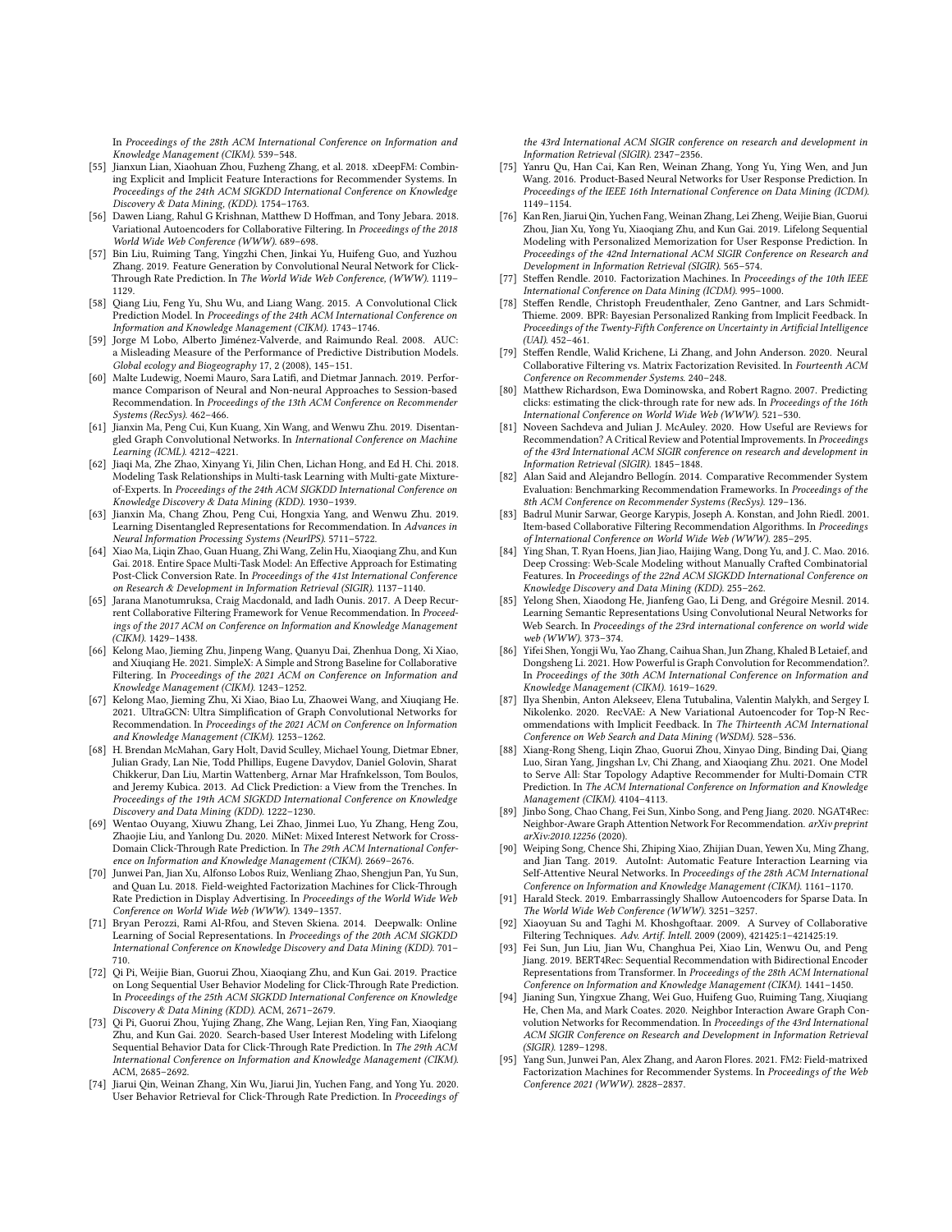In *Proceedings of the 28th ACM International Conference on Information and Knowledge Management (CIKM)*. 539–548.

- [55] Jianxun Lian, Xiaohuan Zhou, Fuzheng Zhang, et al. 2018. xDeepFM: Combining Explicit and Implicit Feature Interactions for Recommender Systems. In *Proceedings of the 24th ACM SIGKDD International Conference on Knowledge Discovery & Data Mining, (KDD)*. 1754–1763.
- [56] Dawen Liang, Rahul G Krishnan, Matthew D Hoffman, and Tony Jebara. 2018. Variational Autoencoders for Collaborative Filtering. In *Proceedings of the 2018 World Wide Web Conference (WWW)*. 689–698.
- [57] Bin Liu, Ruiming Tang, Yingzhi Chen, Jinkai Yu, Huifeng Guo, and Yuzhou Zhang. 2019. Feature Generation by Convolutional Neural Network for Click-Through Rate Prediction. In *The World Wide Web Conference, (WWW)*. 1119–1129.
- [58] Qiang Liu, Feng Yu, Shu Wu, and Liang Wang. 2015. A Convolutional Click Prediction Model. In *Proceedings of the 24th ACM International Conference on Information and Knowledge Management (CIKM)*. 1743–1746.
- [59] Jorge M Lobo, Alberto Jiménez-Valverde, and Raimundo Real. 2008. AUC: a Misleading Measure of the Performance of Predictive Distribution Models. *Global ecology and Biogeography* 17, 2 (2008), 145–151.
- [60] Malte Ludewig, Noemi Mauro, Sara Latifi, and Dietmar Jannach. 2019. Performance Comparison of Neural and Non-neural Approaches to Session-based Recommendation. In *Proceedings of the 13th ACM Conference on Recommender Systems (RecSys)*. 462–466.
- [61] Jianxin Ma, Peng Cui, Kun Kuang, Xin Wang, and Wenwu Zhu. 2019. Disentangled Graph Convolutional Networks. In *International Conference on Machine Learning (ICML)*. 4212–4221.
- [62] Jiaqi Ma, Zhe Zhao, Xinyang Yi, Jilin Chen, Lichan Hong, and Ed H. Chi. 2018. Modeling Task Relationships in Multi-task Learning with Multi-gate Mixture-of-Experts. In *Proceedings of the 24th ACM SIGKDD International Conference on Knowledge Discovery & Data Mining (KDD)*. 1930–1939.
- [63] Jianxin Ma, Chang Zhou, Peng Cui, Hongxia Yang, and Wenwu Zhu. 2019. Learning Disentangled Representations for Recommendation. In *Advances in Neural Information Processing Systems (NeurIPS)*. 5711–5722.
- [64] Xiao Ma, Liqin Zhao, Guan Huang, Zhi Wang, Zelin Hu, Xiaoqiang Zhu, and Kun Gai. 2018. Entire Space Multi-Task Model: An Effective Approach for Estimating Post-Click Conversion Rate. In *Proceedings of the 41st International Conference on Research & Development in Information Retrieval (SIGIR)*. 1137–1140.
- [65] Jarana Manotumruksa, Craig Macdonald, and Iadh Ounis. 2017. A Deep Recurrent Collaborative Filtering Framework for Venue Recommendation. In *Proceedings of the 2017 ACM on Conference on Information and Knowledge Management (CIKM)*. 1429–1438.
- [66] Kelong Mao, Jieming Zhu, Jinpeng Wang, Quanyu Dai, Zhenhua Dong, Xi Xiao, and Xiuqiang He. 2021. SimpleX: A Simple and Strong Baseline for Collaborative Filtering. In *Proceedings of the 2021 ACM on Conference on Information and Knowledge Management (CIKM)*. 1243–1252.
- [67] Kelong Mao, Jieming Zhu, Xi Xiao, Biao Lu, Zhaowei Wang, and Xiuqiang He. 2021. UltraGCN: Ultra Simplification of Graph Convolutional Networks for Recommendation. In *Proceedings of the 2021 ACM on Conference on Information and Knowledge Management (CIKM)*. 1253–1262.
- [68] H. Brendan McMahan, Gary Holt, David Sculley, Michael Young, Dietmar Ebner, Julian Grady, Lan Nie, Todd Phillips, Eugene Davydov, Daniel Golovin, Sharat Chikkerur, Dan Liu, Martin Wattenberg, Arnar Mar Hrafnkelsson, Tom Boulos, and Jeremy Kubica. 2013. Ad Click Prediction: a View from the Trenches. In *Proceedings of the 19th ACM SIGKDD International Conference on Knowledge Discovery and Data Mining (KDD)*. 1222–1230.
- [69] Wentao Ouyang, Xiuwu Zhang, Lei Zhao, Jinmei Luo, Yu Zhang, Heng Zou, Zhaojie Liu, and Yanlong Du. 2020. MiNet: Mixed Interest Network for Cross-Domain Click-Through Rate Prediction. In *The 29th ACM International Conference on Information and Knowledge Management (CIKM)*. 2669–2676.
- [70] Junwei Pan, Jian Xu, Alfonso Lobos Ruiz, Wenliang Zhao, Shengjun Pan, Yu Sun, and Quan Lu. 2018. Field-weighted Factorization Machines for Click-Through Rate Prediction in Display Advertising. In *Proceedings of the World Wide Web Conference on World Wide Web (WWW)*. 1349–1357.
- [71] Bryan Perozzi, Rami Al-Rfou, and Steven Skiena. 2014. Deepwalk: Online Learning of Social Representations. In *Proceedings of the 20th ACM SIGKDD International Conference on Knowledge Discovery and Data Mining (KDD)*. 701–710.
- [72] Qi Pi, Weijie Bian, Guorui Zhou, Xiaoqiang Zhu, and Kun Gai. 2019. Practice on Long Sequential User Behavior Modeling for Click-Through Rate Prediction. In *Proceedings of the 25th ACM SIGKDD International Conference on Knowledge Discovery & Data Mining (KDD)*. ACM, 2671–2679.
- [73] Qi Pi, Guorui Zhou, Yujing Zhang, Zhe Wang, Lejian Ren, Ying Fan, Xiaoqiang Zhu, and Kun Gai. 2020. Search-based User Interest Modeling with Lifelong Sequential Behavior Data for Click-Through Rate Prediction. In *The 29th ACM International Conference on Information and Knowledge Management (CIKM)*. ACM, 2685–2692.
- [74] Jiarui Qin, Weinan Zhang, Xin Wu, Jiarui Jin, Yuchen Fang, and Yong Yu. 2020. User Behavior Retrieval for Click-Through Rate Prediction. In *Proceedings of the 43rd International ACM SIGIR conference on research and development in Information Retrieval (SIGIR)*. 2347–2356.
- [75] Yanru Qu, Han Cai, Kan Ren, Weinan Zhang, Yong Yu, Ying Wen, and Jun Wang. 2016. Product-Based Neural Networks for User Response Prediction. In *Proceedings of the IEEE 16th International Conference on Data Mining (ICDM)*. 1149–1154.
- [76] Kan Ren, Jiarui Qin, Yuchen Fang, Weinan Zhang, Lei Zheng, Weijie Bian, Guorui Zhou, Jian Xu, Yong Yu, Xiaoqiang Zhu, and Kun Gai. 2019. Lifelong Sequential Modeling with Personalized Memorization for User Response Prediction. In *Proceedings of the 42nd International ACM SIGIR Conference on Research and Development in Information Retrieval (SIGIR)*. 565–574.
- [77] Steffen Rendle. 2010. Factorization Machines. In *Proceedings of the 10th IEEE International Conference on Data Mining (ICDM)*. 995–1000.
- [78] Steffen Rendle, Christoph Freudenthaler, Zeno Gantner, and Lars Schmidt-Thieme. 2009. BPR: Bayesian Personalized Ranking from Implicit Feedback. In *Proceedings of the Twenty-Fifth Conference on Uncertainty in Artificial Intelligence (UAI)*. 452–461.
- [79] Steffen Rendle, Walid Krichene, Li Zhang, and John Anderson. 2020. Neural Collaborative Filtering vs. Matrix Factorization Revisited. In *Fourteenth ACM Conference on Recommender Systems*. 240–248.
- [80] Matthew Richardson, Ewa Dominowska, and Robert Ragno. 2007. Predicting clicks: estimating the click-through rate for new ads. In *Proceedings of the 16th International Conference on World Wide Web (WWW)*. 521–530.
- [81] Noveen Sachdeva and Julian J. McAuley. 2020. How Useful are Reviews for Recommendation? A Critical Review and Potential Improvements. In *Proceedings of the 43rd International ACM SIGIR conference on research and development in Information Retrieval (SIGIR)*. 1845–1848.
- [82] Alan Said and Alejandro Bellogín. 2014. Comparative Recommender System Evaluation: Benchmarking Recommendation Frameworks. In *Proceedings of the 8th ACM Conference on Recommender Systems (RecSys)*. 129–136.
- [83] Badrul Munir Sarwar, George Karypis, Joseph A. Konstan, and John Riedl. 2001. Item-based Collaborative Filtering Recommendation Algorithms. In *Proceedings of International Conference on World Wide Web (WWW)*. 285–295.
- [84] Ying Shan, T. Ryan Hoens, Jian Jiao, Haijing Wang, Dong Yu, and J. C. Mao. 2016. Deep Crossing: Web-Scale Modeling without Manually Crafted Combinatorial Features. In *Proceedings of the 22nd ACM SIGKDD International Conference on Knowledge Discovery and Data Mining (KDD)*. 255–262.
- [85] Yelong Shen, Xiaodong He, Jianfeng Gao, Li Deng, and Grégoire Mesnil. 2014. Learning Semantic Representations Using Convolutional Neural Networks for Web Search. In *Proceedings of the 23rd international conference on world wide web (WWW)*. 373–374.
- [86] Yifei Shen, Yongji Wu, Yao Zhang, Caihua Shan, Jun Zhang, Khaled B Letaief, and Dongsheng Li. 2021. How Powerful is Graph Convolution for Recommendation?. In *Proceedings of the 30th ACM International Conference on Information and Knowledge Management (CIKM)*. 1619–1629.
- [87] Ilya Shenbin, Anton Alekseev, Elena Tutubalina, Valentin Malykh, and Sergey I. Nikolenko. 2020. RecVAE: A New Variational Autoencoder for Top-N Recommendations with Implicit Feedback. In *The Thirteenth ACM International Conference on Web Search and Data Mining (WSDM)*. 528–536.
- [88] Xiang-Rong Sheng, Liqin Zhao, Guorui Zhou, Xinyao Ding, Binding Dai, Qiang Luo, Siran Yang, Jingshan Lv, Chi Zhang, and Xiaoqiang Zhu. 2021. One Model to Serve All: Star Topology Adaptive Recommender for Multi-Domain CTR Prediction. In *The ACM International Conference on Information and Knowledge Management (CIKM)*. 4104–4113.
- [89] Jinbo Song, Chao Chang, Fei Sun, Xinbo Song, and Peng Jiang. 2020. NGAT4Rec: Neighbor-Aware Graph Attention Network For Recommendation. *arXiv preprint arXiv:2010.12256* (2020).
- [90] Weiping Song, Chence Shi, Zhiping Xiao, Zhijian Duan, Yewen Xu, Ming Zhang, and Jian Tang. 2019. AutoInt: Automatic Feature Interaction Learning via Self-Attentive Neural Networks. In *Proceedings of the 28th ACM International Conference on Information and Knowledge Management (CIKM)*. 1161–1170.
- [91] Harald Steck. 2019. Embarrassingly Shallow Autoencoders for Sparse Data. In *The World Wide Web Conference (WWW)*. 3251–3257.
- [92] Xiaoyuan Su and Taghi M. Khoshgoftaar. 2009. A Survey of Collaborative Filtering Techniques. *Adv. Artif. Intell.* 2009 (2009), 421425:1–421425:19.
- [93] Fei Sun, Jun Liu, Jian Wu, Changhua Pei, Xiao Lin, Wenwu Ou, and Peng Jiang. 2019. BERT4Rec: Sequential Recommendation with Bidirectional Encoder Representations from Transformer. In *Proceedings of the 28th ACM International Conference on Information and Knowledge Management (CIKM)*. 1441–1450.
- [94] Jianing Sun, Yingxue Zhang, Wei Guo, Huifeng Guo, Ruiming Tang, Xiuqiang He, Chen Ma, and Mark Coates. 2020. Neighbor Interaction Aware Graph Convolution Networks for Recommendation. In *Proceedings of the 43rd International ACM SIGIR Conference on Research and Development in Information Retrieval (SIGIR)*. 1289–1298.
- [95] Yang Sun, Junwei Pan, Alex Zhang, and Aaron Flores. 2021. FM2: Field-matrixed Factorization Machines for Recommender Systems. In *Proceedings of the Web Conference 2021 (WWW)*. 2828–2837.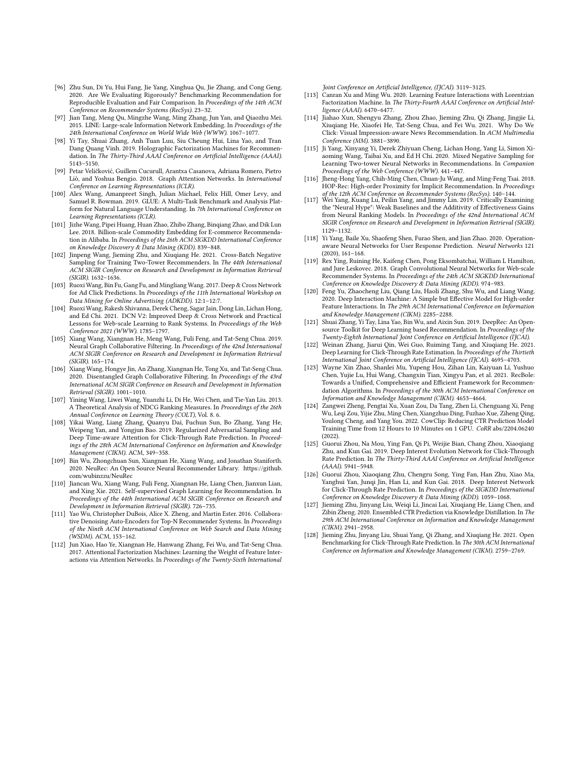- [96] Zhu Sun, Di Yu, Hui Fang, Jie Yang, Xinghua Qu, Jie Zhang, and Cong Geng. 2020. Are We Evaluating Rigorously? Benchmarking Recommendation for Reproducible Evaluation and Fair Comparison. In *Proceedings of the 14th ACM Conference on Recommender Systems (RecSys)*. 23–32.
- [97] Jian Tang, Meng Qu, Mingzhe Wang, Ming Zhang, Jun Yan, and Qiaozhu Mei. 2015. LINE: Large-scale Information Network Embedding. In *Proceedings of the 24th International Conference on World Wide Web (WWW)*. 1067–1077.
- [98] Yi Tay, Shuai Zhang, Anh Tuan Luu, Siu Cheung Hui, Lina Yao, and Tran Dang Quang Vinh. 2019. Holographic Factorization Machines for Recommendation. In *The Thirty-Third AAAI Conference on Artificial Intelligence (AAAI)*. 5143–5150.
- [99] Petar Veličković, Guillem Cucurull, Arantxa Casanova, Adriana Romero, Pietro Liò, and Yoshua Bengio. 2018. Graph Attention Networks. In *International Conference on Learning Representations (ICLR)*.
- [100] Alex Wang, Amanpreet Singh, Julian Michael, Felix Hill, Omer Levy, and Samuel R. Bowman. 2019. GLUE: A Multi-Task Benchmark and Analysis Platform for Natural Language Understanding. In *7th International Conference on Learning Representations (ICLR)*.
- [101] Jizhe Wang, Pipei Huang, Huan Zhao, Zhibo Zhang, Binqiang Zhao, and Dik Lun Lee. 2018. Billion-scale Commodity Embedding for E-commerce Recommendation in Alibaba. In *Proceedings of the 26th ACM SIGKDD International Conference on Knowledge Discovery & Data Mining (KDD)*. 839–848.
- [102] Jinpeng Wang, Jieming Zhu, and Xiuqiang He. 2021. Cross-Batch Negative Sampling for Training Two-Tower Recommenders. In *The 44th International ACM SIGIR Conference on Research and Development in Information Retrieval (SIGIR)*. 1632–1636.
- [103] Ruoxi Wang, Bin Fu, Gang Fu, and Mingliang Wang. 2017. Deep & Cross Network for Ad Click Predictions. In *Proceedings of the 11th International Workshop on Data Mining for Online Advertising (ADKDD)*. 12:1–12:7.
- [104] Ruoxi Wang, Rakesh Shivanna, Derek Cheng, Sagar Jain, Dong Lin, Lichan Hong, and Ed Chi. 2021. DCN V2: Improved Deep & Cross Network and Practical Lessons for Web-scale Learning to Rank Systems. In *Proceedings of the Web Conference 2021 (WWW)*. 1785–1797.
- [105] Xiang Wang, Xiangnan He, Meng Wang, Fuli Feng, and Tat-Seng Chua. 2019. Neural Graph Collaborative Filtering. In *Proceedings of the 42nd International ACM SIGIR Conference on Research and Development in Information Retrieval (SIGIR)*. 165–174.
- [106] Xiang Wang, Hongye Jin, An Zhang, Xiangnan He, Tong Xu, and Tat-Seng Chua. 2020. Disentangled Graph Collaborative Filtering. In *Proceedings of the 43rd International ACM SIGIR Conference on Research and Development in Information Retrieval (SIGIR)*. 1001–1010.
- [107] Yining Wang, Liwei Wang, Yuanzhi Li, Di He, Wei Chen, and Tie-Yan Liu. 2013. A Theoretical Analysis of NDCG Ranking Measures. In *Proceedings of the 26th Annual Conference on Learning Theory (COLT)*, Vol. 8. 6.
- [108] Yikai Wang, Liang Zhang, Quanyu Dai, Fuchun Sun, Bo Zhang, Yang He, Weipeng Yan, and Yongjun Bao. 2019. Regularized Adversarial Sampling and Deep Time-aware Attention for Click-Through Rate Prediction. In *Proceedings of the 28th ACM International Conference on Information and Knowledge Management (CIKM)*. ACM, 349–358.
- [109] Bin Wu, Zhongchuan Sun, Xiangnan He, Xiang Wang, and Jonathan Staniforth. 2020. NeuRec: An Open Source Neural Recommender Library. https://github.com/wubinzzu/NeuRec
- [110] Jiancan Wu, Xiang Wang, Fuli Feng, Xiangnan He, Liang Chen, Jianxun Lian, and Xing Xie. 2021. Self-supervised Graph Learning for Recommendation. In *Proceedings of the 44th International ACM SIGIR Conference on Research and Development in Information Retrieval (SIGIR)*. 726–735.
- [111] Yao Wu, Christopher DuBois, Alice X. Zheng, and Martin Ester. 2016. Collaborative Denoising Auto-Encoders for Top-N Recommender Systems. In *Proceedings of the Ninth ACM International Conference on Web Search and Data Mining (WSDM)*. ACM, 153–162.
- [112] Jun Xiao, Hao Ye, Xiangnan He, Hanwang Zhang, Fei Wu, and Tat-Seng Chua. 2017. Attentional Factorization Machines: Learning the Weight of Feature Interactions via Attention Networks. In *Proceedings of the Twenty-Sixth International Joint Conference on Artificial Intelligence, (IJCAI)*. 3119–3125.
- [113] Canran Xu and Ming Wu. 2020. Learning Feature Interactions with Lorentzian Factorization Machine. In *The Thirty-Fourth AAAI Conference on Artificial Intelligence (AAAI)*. 6470–6477.
- [114] Jiahao Xun, Shengyu Zhang, Zhou Zhao, Jieming Zhu, Qi Zhang, Jingjie Li, Xiuqiang He, Xiaofei He, Tat-Seng Chua, and Fei Wu. 2021. Why Do We Click: Visual Impression-aware News Recommendation. In *ACM Multimedia Conference (MM)*. 3881–3890.
- [115] Ji Yang, Xinyang Yi, Derek Zhiyuan Cheng, Lichan Hong, Yang Li, Simon Xiaoming Wang, Taibai Xu, and Ed H Chi. 2020. Mixed Negative Sampling for Learning Two-tower Neural Networks in Recommendations. In *Companion Proceedings of the Web Conference (WWW)*. 441–447.
- [116] Jheng-Hong Yang, Chih-Ming Chen, Chuan-Ju Wang, and Ming-Feng Tsai. 2018. HOP-Rec: High-order Proximity for Implicit Recommendation. In *Proceedings of the 12th ACM Conference on Recommender Systems (RecSys)*. 140–144.
- [117] Wei Yang, Kuang Lu, Peilin Yang, and Jimmy Lin. 2019. Critically Examining the "Neural Hype": Weak Baselines and the Additivity of Effectiveness Gains from Neural Ranking Models. In *Proceedings of the 42nd International ACM SIGIR Conference on Research and Development in Information Retrieval (SIGIR)*. 1129–1132.
- [118] Yi Yang, Baile Xu, Shaofeng Shen, Furao Shen, and Jian Zhao. 2020. Operation-aware Neural Networks for User Response Prediction. *Neural Networks* 121 (2020), 161–168.
- [119] Rex Ying, Ruining He, Kaifeng Chen, Pong Eksombatchai, William L Hamilton, and Jure Leskovec. 2018. Graph Convolutional Neural Networks for Web-scale Recommender Systems. In *Proceedings of the 24th ACM SIGKDD International Conference on Knowledge Discovery & Data Mining (KDD)*. 974–983.
- [120] Feng Yu, Zhaocheng Liu, Qiang Liu, Haoli Zhang, Shu Wu, and Liang Wang. 2020. Deep Interaction Machine: A Simple but Effective Model for High-order Feature Interactions. In *The 29th ACM International Conference on Information and Knowledge Management (CIKM)*. 2285–2288.
- [121] Shuai Zhang, Yi Tay, Lina Yao, Bin Wu, and Aixin Sun. 2019. DeepRec: An Open-source Toolkit for Deep Learning based Recommendation. In *Proceedings of the Twenty-Eighth International Joint Conference on Artificial Intelligence (IJCAI)*.
- [122] Weinan Zhang, Jiarui Qin, Wei Guo, Ruiming Tang, and Xiuqiang He. 2021. Deep Learning for Click-Through Rate Estimation. In *Proceedings of the Thirtieth International Joint Conference on Artificial Intelligence (IJCAI)*. 4695–4703.
- [123] Wayne Xin Zhao, Shanlei Mu, Yupeng Hou, Zihan Lin, Kaiyuan Li, Yushuo Chen, Yujie Lu, Hui Wang, Changxin Tian, Xingyu Pan, et al. 2021. RecBole: Towards a Unified, Comprehensive and Efficient Framework for Recommendation Algorithms. In *Proceedings of the 30th ACM International Conference on Information and Knowledge Management (CIKM)*. 4653–4664.
- [124] Zangwei Zheng, Pengtai Xu, Xuan Zou, Da Tang, Zhen Li, Chenguang Xi, Peng Wu, Leqi Zou, Yijie Zhu, Ming Chen, Xiangzhuo Ding, Fuzhao Xue, Ziheng Qing, Youlong Cheng, and Yang You. 2022. CowClip: Reducing CTR Prediction Model Training Time from 12 Hours to 10 Minutes on 1 GPU. *CoRR* abs/2204.06240 (2022).
- [125] Guorui Zhou, Na Mou, Ying Fan, Qi Pi, Weijie Bian, Chang Zhou, Xiaoqiang Zhu, and Kun Gai. 2019. Deep Interest Evolution Network for Click-Through Rate Prediction. In *The Thirty-Third AAAI Conference on Artificial Intelligence (AAAI)*. 5941–5948.
- [126] Guorui Zhou, Xiaoqiang Zhu, Chengru Song, Ying Fan, Han Zhu, Xiao Ma, Yanghui Yan, Junqi Jin, Han Li, and Kun Gai. 2018. Deep Interest Network for Click-Through Rate Prediction. In *Proceedings of the SIGKDD International Conference on Knowledge Discovery & Data Mining (KDD)*. 1059–1068.
- [127] Jieming Zhu, Jinyang Liu, Weiqi Li, Jincai Lai, Xiuqiang He, Liang Chen, and Zibin Zheng. 2020. Ensembled CTR Prediction via Knowledge Distillation. In *The 29th ACM International Conference on Information and Knowledge Management (CIKM)*. 2941–2958.
- [128] Jieming Zhu, Jinyang Liu, Shuai Yang, Qi Zhang, and Xiuqiang He. 2021. Open Benchmarking for Click-Through Rate Prediction. In *The 30th ACM International Conference on Information and Knowledge Management (CIKM)*. 2759–2769.